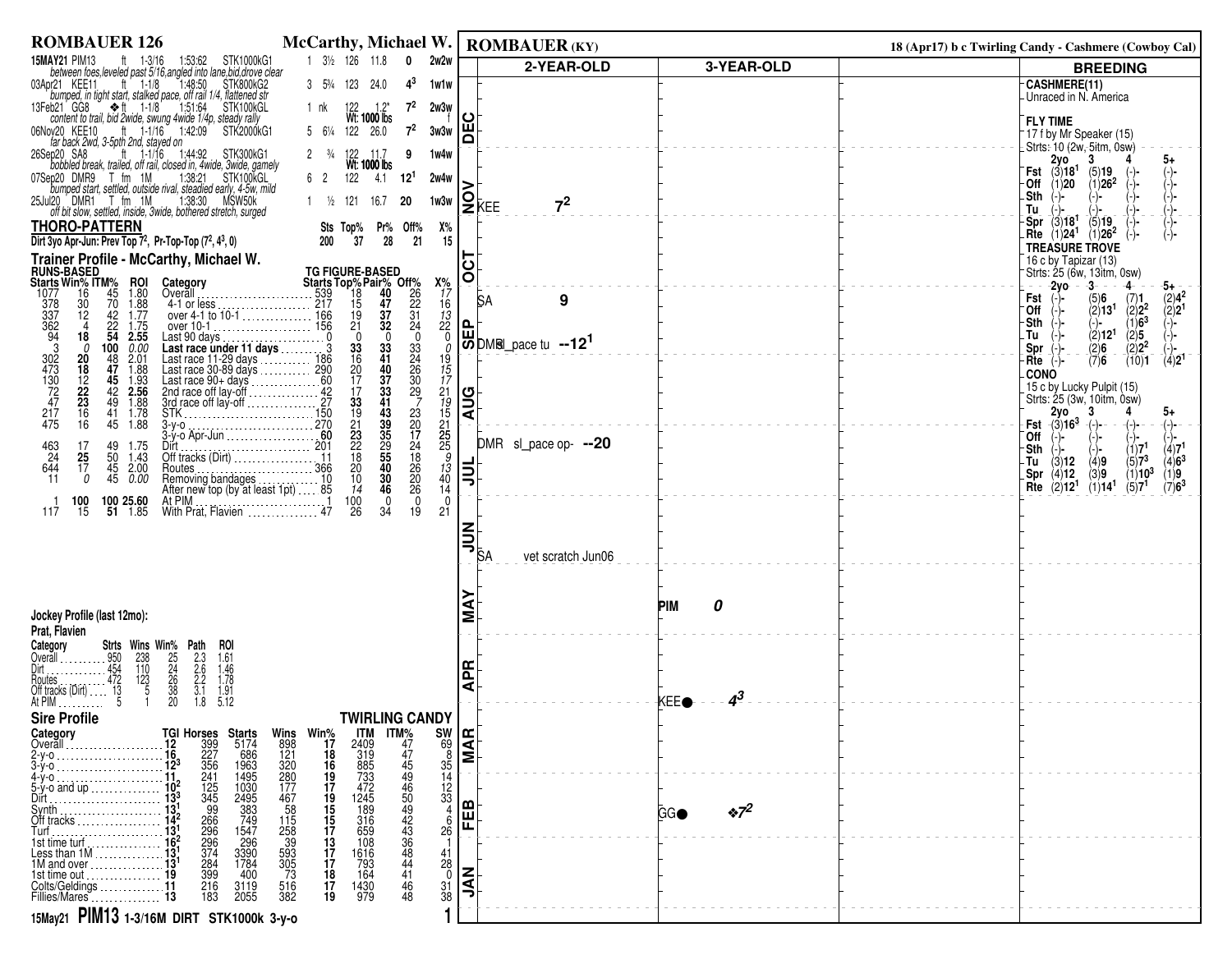# ROMBAUER 126 — McCarthy, Michael W.

| Date/Race | Surface | Dist | Time | Class | Fin | Margin | Wt | Odds | TG | Trip |
|---|---|---|---|---|---|---|---|---|---|---|
| 15MAY21 PIM13 | ft | 1-3/16 | 1:53:62 | STK1000kG1 | 1 | 3½ | 126 | 11.8 | 0 | 2w2w |
| *between foes,leveled past 5/16,angled into lane,bid,drove clear* | | | | | | | | | | |
| 03Apr21 KEE11 | ft | 1-1/8 | 1:48:50 | STK800kG2 | 3 | 5¾ | 123 | 24.0 | $4^3$ | 1w1w |
| *bumped, in tight start, stalked pace, off rail 1/4, flattened str* | | | | | | | | | | |
| 13Feb21 GG8 | ❖ft | 1-1/8 | 1:51:64 | STK100kGL | 1 | nk | 122 Wt: 1000 lbs | 1.2* | $7^2$ | 2w3w f |
| *content to trail, bid 2wide, swung 4wide 1/4p, steady rally* | | | | | | | | | | |
| 06Nov20 KEE10 | ft | 1-1/16 | 1:42:09 | STK2000kG1 | 5 | 6¼ | 122 | 26.0 | $7^2$ | 3w3w |
| *far back 2wd, 3-5pth 2nd, stayed on* | | | | | | | | | | |
| 26Sep20 SA8 | ft | 1-1/16 | 1:44:92 | STK300kG1 | 2 | ¾ | 122 Wt: 1000 lbs | 11.7 | 9 | 1w4w |
| *bobbled break, trailed, off rail, closed in, 4wide, 3wide, gamely* | | | | | | | | | | |
| 07Sep20 DMR9 | T fm | 1M | 1:38:21 | STK100kGL | 6 | 2 | 122 | 4.1 | $12^1$ | 2w4w |
| *bumped start, settled, outside rival, steadied early, 4-5w, mild* | | | | | | | | | | |
| 25Jul20 DMR1 | T fm | 1M | 1:38:30 | MSW50k | 1 | ½ | 121 | 16.7 | 20 | 1w3w |
| *off bit slow, settled, inside, 3wide, bothered stretch, surged* | | | | | | | | | | |

## THORO-PATTERN

| | Sts | Top% | Pr% | Off% | X% |
|---|---|---|---|---|---|
| Dirt 3yo Apr-Jun: Prev Top $7^2$, Pr-Top-Top ($7^2$, $4^3$, 0) | 200 | 37 | 28 | 21 | 15 |

## Trainer Profile - McCarthy, Michael W.

| Starts | Win% | ITM% | ROI | Category | Starts | Top% | Pair% | Off% | X% |
|---|---|---|---|---|---|---|---|---|---|
| | | | | **RUNS-BASED** / **TG FIGURE-BASED** | | | | | |
| 1077 | 16 | 45 | 1.80 | Overall | 539 | 18 | 40 | 26 | 17 |
| 378 | 30 | 70 | 1.88 | 4-1 or less | 217 | 15 | 47 | 22 | 16 |
| 337 | 12 | 42 | 1.77 | over 4-1 to 10-1 | 166 | 19 | 37 | 31 | 13 |
| 362 | 4 | 22 | 1.75 | over 10-1 | 156 | 21 | 32 | 24 | 22 |
| 94 | 18 | 54 | 2.55 | Last 90 days | 0 | 0 | 0 | 0 | 0 |
| 3 | 0 | 100 | 0.00 | Last race under 11 days | 3 | 33 | 33 | 33 | 0 |
| 302 | 20 | 48 | 2.01 | Last race 11-29 days | 186 | 16 | 41 | 24 | 19 |
| 473 | 18 | 47 | 1.88 | Last race 30-89 days | 290 | 20 | 40 | 26 | 15 |
| 130 | 12 | 45 | 1.93 | Last race 90+ days | 60 | 17 | 37 | 30 | 17 |
| 72 | 22 | 42 | 2.56 | 2nd race off lay-off | 42 | 17 | 33 | 29 | 21 |
| 47 | 23 | 49 | 1.88 | 3rd race off lay-off | 27 | 33 | 41 | 7 | 19 |
| 217 | 16 | 41 | 1.78 | STK | 150 | 19 | 43 | 23 | 15 |
| 475 | 16 | 45 | 1.88 | 3-y-o | 270 | 21 | 39 | 20 | 21 |
| | | | | 3-y-o Apr-Jun | 60 | 23 | 35 | 17 | 25 |
| 463 | 17 | 49 | 1.75 | Dirt | 201 | 22 | 29 | 24 | 25 |
| 24 | 25 | 50 | 1.43 | Off tracks (Dirt) | 11 | 18 | 55 | 18 | 9 |
| 644 | 17 | 45 | 2.00 | Routes | 366 | 20 | 40 | 26 | 13 |
| 11 | 0 | 45 | 0.00 | Removing bandages | 10 | 10 | 30 | 20 | 40 |
| | | | | After new top (by at least 1pt) | 85 | 14 | 46 | 26 | 14 |
| 1 | 100 | 100 | 25.60 | At PIM | 1 | 100 | 0 | 0 | 0 |
| 117 | 15 | 51 | 1.85 | With Prat, Flavien | 47 | 26 | 34 | 19 | 21 |

## Jockey Profile (last 12mo):

**Prat, Flavien**

| Category | Strts | Wins | Win% | Path | ROI |
|---|---|---|---|---|---|
| Overall | 950 | 238 | 25 | 2.3 | 1.61 |
| Dirt | 454 | 110 | 24 | 2.6 | 1.46 |
| Routes | 472 | 123 | 26 | 2.2 | 1.78 |
| Off tracks (Dirt) | 13 | 5 | 38 | 3.1 | 1.91 |
| At PIM | 5 | 1 | 20 | 1.8 | 5.12 |

## Sire Profile — TWIRLING CANDY

| Category | TGI | Horses | Starts | Wins | Win% | ITM | ITM% | SW |
|---|---|---|---|---|---|---|---|---|
| Overall | 12 | 399 | 5174 | 898 | 17 | 2409 | 47 | 69 |
| 2-y-o | 16 | 227 | 686 | 121 | 18 | 319 | 47 | 8 |
| 3-y-o | $12^3$ | 356 | 1963 | 320 | 16 | 885 | 45 | 35 |
| 4-y-o | 11 | 241 | 1495 | 280 | 19 | 733 | 49 | 14 |
| 5-y-o and up | $10^2$ | 125 | 1030 | 177 | 17 | 472 | 46 | 12 |
| Dirt | $13^3$ | 345 | 2495 | 467 | 19 | 1245 | 50 | 33 |
| Synth | $13^1$ | 99 | 383 | 58 | 15 | 189 | 49 | 4 |
| Off tracks | $14^2$ | 266 | 749 | 115 | 15 | 316 | 42 | 6 |
| Turf | $13^1$ | 296 | 1547 | 258 | 17 | 659 | 43 | 26 |
| 1st time turf | $16^2$ | 296 | 296 | 39 | 13 | 108 | 36 | 1 |
| Less than 1M | $13^1$ | 374 | 3390 | 593 | 17 | 1616 | 48 | 41 |
| 1M and over | $13^1$ | 284 | 1784 | 305 | 17 | 793 | 44 | 28 |
| 1st time out | 19 | 399 | 400 | 73 | 18 | 164 | 41 | 0 |
| Colts/Geldings | 11 | 216 | 3119 | 516 | 17 | 1430 | 46 | 31 |
| Fillies/Mares | 13 | 183 | 2055 | 382 | 19 | 979 | 48 | 38 |

**15May21 PIM13 1-3/16M DIRT STK1000k 3-y-o**

# ROMBAUER (KY)

18 (Apr17) b c Twirling Candy - Cashmere (Cowboy Cal)

| Month | 2-YEAR-OLD | 3-YEAR-OLD |
|---|---|---|
| DEC | | |
| NOV | KEE $7^2$ | |
| OCT | | |
| SEP | SA 9; DMR sl_pace tu --$12^1$ | |
| AUG | | |
| JUL | DMR sl_pace op- --20 | |
| JUN | SA vet scratch Jun06 | |
| MAY | | PIM 0 |
| APR | | KEE● $4^3$ |
| MAR | | |
| FEB | | GG● ❖$7^2$ |
| JAN | | |

## BREEDING

**CASHMERE(11)**
Unraced in N. America

**FLY TIME**
17 f by Mr Speaker (15)
Strts: 10 (2w, 5itm, 0sw)

| | 2yo | 3 | 4 | 5+ |
|---|---|---|---|---|
| Fst | (3)$18^1$ | (5)19 | (-)- | (-)- |
| Off | (1)20 | (1)$26^2$ | (-)- | (-)- |
| Sth | (-)- | (-)- | (-)- | (-)- |
| Tu | (-)- | (-)- | (-)- | (-)- |
| Spr | (3)$18^1$ | (5)19 | (-)- | (-)- |
| Rte | (1)$24^1$ | (1)$26^2$ | (-)- | (-)- |

**TREASURE TROVE**
16 c by Tapizar (13)
Strts: 25 (6w, 13itm, 0sw)

| | 2yo | 3 | 4 | 5+ |
|---|---|---|---|---|
| Fst | (-)- | (5)6 | (7)1 | (2)$4^2$ |
| Off | (-)- | (2)$13^1$ | (2)$2^2$ | (2)$2^1$ |
| Sth | (-)- | (-)- | (1)$6^3$ | (-)- |
| Tu | (-)- | (2)$12^1$ | (2)5 | (-)- |
| Spr | (-)- | (2)6 | (2)$2^2$ | (-)- |
| Rte | (-)- | (7)6 | (10)1 | (4)$2^1$ |

**CONO**
15 c by Lucky Pulpit (15)
Strts: 25 (3w, 10itm, 0sw)

| | 2yo | 3 | 4 | 5+ |
|---|---|---|---|---|
| Fst | (3)$16^3$ | (-)- | (-)- | (-)- |
| Off | (-)- | (-)- | (-)- | (-)- |
| Sth | (-)- | (-)- | (1)$7^1$ | (4)$7^1$ |
| Tu | (3)12 | (4)9 | (5)$7^3$ | (4)$6^3$ |
| Spr | (4)12 | (3)9 | (1)$10^3$ | (1)9 |
| Rte | (2)$12^1$ | (1)$14^1$ | (5)$7^1$ | (7)$6^3$ |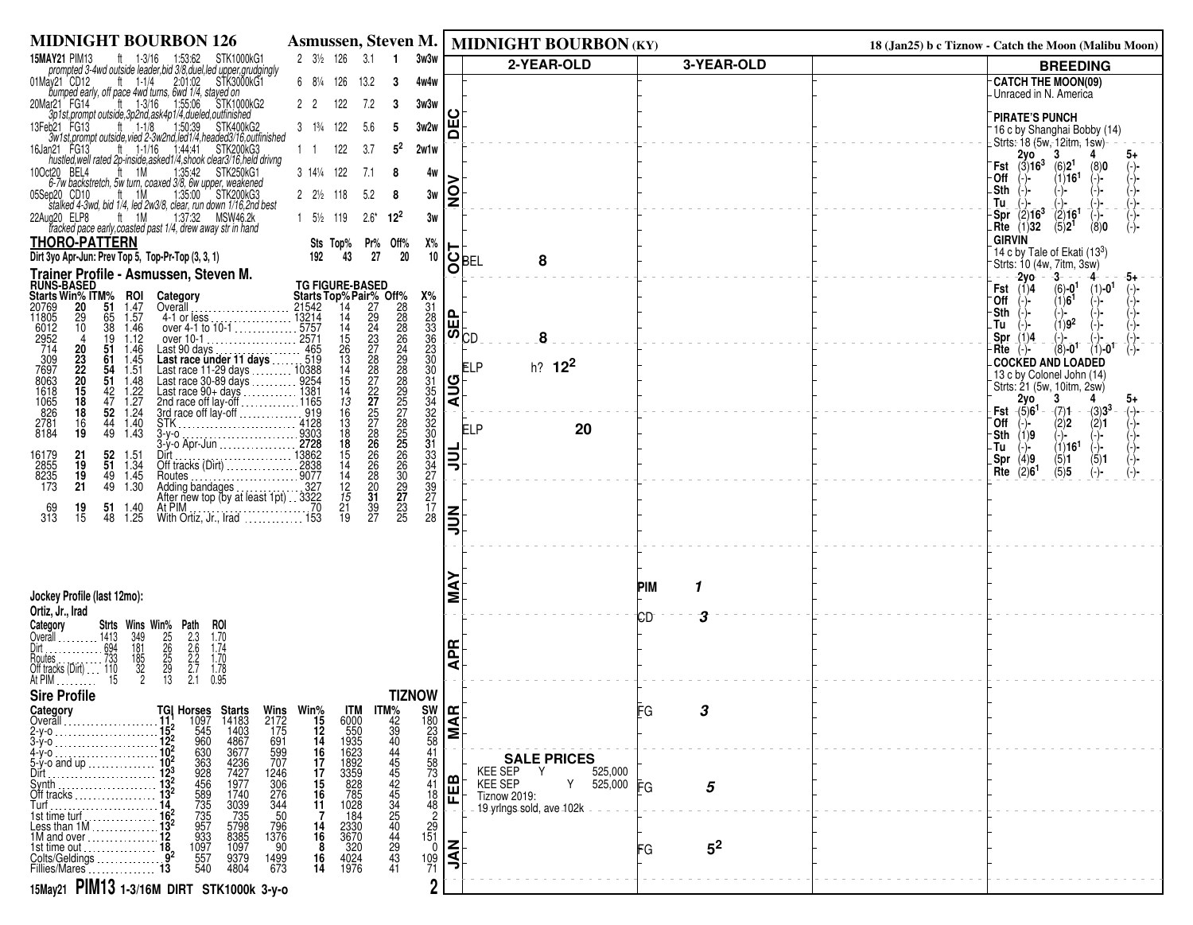# MIDNIGHT BOURBON 126 — Asmussen, Steven M.

| Date/Race | | Dist | Time | Class | PP | Margin | Wt | Odds | Fin | Path |
|---|---|---|---|---|---|---|---|---|---|---|
| 15MAY21 PIM13 | ft | 1-3/16 | 1:53:62 | STK1000kG1 | 2 | 3½ | 126 | 3.1 | 1 | 3w3w |
| *prompted 3-4wd outside leader,bid 3/8,duel,led upper,grudgingly* | | | | | | | | | | |
| 01May21 CD12 | ft | 1-1/4 | 2:01:02 | STK3000kG1 | 6 | 8¼ | 126 | 13.2 | 3 | 4w4w |
| *bumped early, off pace 4wd turns, 6wd 1/4, stayed on* | | | | | | | | | | |
| 20Mar21 FG14 | ft | 1-3/16 | 1:55:06 | STK1000kG2 | 2 | 2 | 122 | 7.2 | 3 | 3w3w |
| *3p1st,prompt outside,3p2nd,ask4p1/4,dueled,outfinished* | | | | | | | | | | |
| 13Feb21 FG13 | ft | 1-1/8 | 1:50:39 | STK400kG2 | 3 | 1¾ | 122 | 5.6 | 5 | 3w2w |
| *3w1st,prompt outside,vied 2-3w2nd,led1/4,headed3/16,outfinished* | | | | | | | | | | |
| 16Jan21 FG13 | ft | 1-1/16 | 1:44:41 | STK200kG3 | 1 | 1 | 122 | 3.7 | $5^2$ | 2w1w |
| *hustled,well rated 2p-inside,asked1/4,shook clear3/16,held drivng* | | | | | | | | | | |
| 10Oct20 BEL4 | ft | 1M | 1:35:42 | STK250kG1 | 3 | 14¼ | 122 | 7.1 | 8 | 4w |
| *6-7w backstretch, 5w turn, coaxed 3/8, 6w upper, weakened* | | | | | | | | | | |
| 05Sep20 CD10 | ft | 1M | 1:35:00 | STK200kG3 | 2 | 2½ | 118 | 5.2 | 8 | 3w |
| *stalked 4-3wd, bid 1/4, led 2w3/8, clear, run down 1/16,2nd best* | | | | | | | | | | |
| 22Aug20 ELP8 | ft | 1M | 1:37:32 | MSW46.2k | 1 | 5½ | 119 | 2.6* | $12^2$ | 3w |
| *tracked pace early,coasted past 1/4, drew away str in hand* | | | | | | | | | | |

## THORO-PATTERN

| | Sts | Top% | Pr% | Off% | X% |
|---|---|---|---|---|---|
| Dirt 3yo Apr-Jun: Prev Top 5, Top-Pr-Top (3, 3, 1) | 192 | 43 | 27 | 20 | 10 |

## Trainer Profile - Asmussen, Steven M.

| RUNS-BASED Starts | Win% | ITM% | ROI | Category | TG FIGURE-BASED Starts | Top% | Pair% | Off% | X% |
|---|---|---|---|---|---|---|---|---|---|
| 20769 | 20 | 51 | 1.47 | Overall | 21542 | 14 | 27 | 28 | 31 |
| 11805 | 29 | 65 | 1.57 | 4-1 or less | 13214 | 14 | 29 | 28 | 28 |
| 6012 | 10 | 38 | 1.46 | over 4-1 to 10-1 | 5757 | 14 | 24 | 28 | 33 |
| 2952 | 4 | 19 | 1.12 | over 10-1 | 2571 | 15 | 23 | 26 | 36 |
| 714 | **20** | **51** | 1.46 | Last 90 days | 465 | 26 | 27 | 24 | 23 |
| 309 | **23** | **61** | 1.45 | **Last race under 11 days** | 519 | 13 | 28 | 29 | 30 |
| 7697 | **22** | **54** | 1.51 | Last race 11-29 days | 10388 | 14 | 28 | 28 | 30 |
| 8063 | **20** | **51** | 1.48 | Last race 30-89 days | 9254 | 15 | 27 | 28 | 31 |
| 1618 | **15** | 42 | 1.22 | Last race 90+ days | 1381 | 14 | 22 | 29 | 35 |
| 1065 | **18** | 47 | 1.27 | 2nd race off lay-off | 1165 | 13 | **27** | 25 | 34 |
| 826 | **18** | **52** | 1.24 | 3rd race off lay-off | 919 | 16 | 25 | 27 | 32 |
| 2781 | 16 | 44 | 1.40 | STK | 4128 | 13 | 27 | 28 | 32 |
| 8184 | **19** | 49 | 1.43 | 3-y-o | 9303 | 18 | 28 | 25 | 30 |
| | | | | 3-y-o Apr-Jun | 2728 | **18** | **26** | **25** | 31 |
| 16179 | **21** | **52** | 1.51 | Dirt | 13862 | 15 | 26 | 26 | 33 |
| 2855 | **19** | **51** | 1.34 | Off tracks (Dirt) | 2838 | 14 | 26 | 26 | 34 |
| 8235 | **19** | 49 | 1.45 | Routes | 9077 | 14 | 28 | 30 | 27 |
| 173 | **21** | 49 | 1.30 | Adding bandages | 327 | 12 | 20 | 29 | 39 |
| | | | | After new top (by at least 1pt) | 3322 | *15* | **31** | **27** | 27 |
| 69 | **19** | **51** | 1.40 | At PIM | 70 | 21 | 39 | 23 | 17 |
| 313 | 15 | 48 | 1.25 | With Ortiz, Jr., Irad | 153 | 19 | 27 | 25 | 28 |

## Jockey Profile (last 12mo):

**Ortiz, Jr., Irad**

| Category | Strts | Wins | Win% | Path | ROI |
|---|---|---|---|---|---|
| Overall | 1413 | 349 | 25 | 2.3 | 1.70 |
| Dirt | 694 | 181 | 26 | 2.6 | 1.74 |
| Routes | 733 | 185 | 25 | 2.2 | 1.70 |
| Off tracks (Dirt) | 110 | 32 | 29 | 2.7 | 1.78 |
| At PIM | 15 | 2 | 13 | 2.1 | 0.95 |

## Sire Profile — TIZNOW

| Category | TG | Horses | Starts | Wins | Win% | ITM | ITM% | SW |
|---|---|---|---|---|---|---|---|---|
| Overall | **11** | 1097 | 14183 | 2172 | **15** | 6000 | 42 | 180 |
| 2-y-o | **$15^2$** | 545 | 1403 | 175 | **12** | 550 | 39 | 23 |
| 3-y-o | **$12^2$** | 960 | 4867 | 691 | **14** | 1935 | 40 | 58 |
| 4-y-o | **$10^2$** | 630 | 3677 | 599 | **16** | 1623 | 44 | 41 |
| 5-y-o and up | **$10^2$** | 363 | 4236 | 707 | **17** | 1892 | 45 | 58 |
| Dirt | **$12^3$** | 928 | 7427 | 1246 | **17** | 3359 | 45 | 73 |
| Synth | **$13^2$** | 456 | 1977 | 306 | **15** | 828 | 42 | 41 |
| Off tracks | **$13^2$** | 589 | 1740 | 276 | **16** | 785 | 45 | 18 |
| Turf | **14** | 735 | 3039 | 344 | **11** | 1028 | 34 | 48 |
| 1st time turf | **$16^2$** | 735 | 735 | 50 | **7** | 184 | 25 | 2 |
| Less than 1M | **$13^2$** | 957 | 5798 | 796 | **14** | 2330 | 40 | 29 |
| 1M and over | **12** | 933 | 8385 | 1376 | **16** | 3670 | 44 | 151 |
| 1st time out | **18** | 1097 | 1097 | 90 | **8** | 320 | 29 | 0 |
| Colts/Geldings | **$9^2$** | 557 | 9379 | 1499 | **16** | 4024 | 43 | 109 |
| Fillies/Mares | **13** | 540 | 4804 | 673 | **14** | 1976 | 41 | 71 |

**15May21 PIM13 1-3/16M DIRT STK1000k 3-y-o**

# MIDNIGHT BOURBON (KY)

18 (Jan25) b c Tiznow - Catch the Moon (Malibu Moon)

| Month | 2-YEAR-OLD | 3-YEAR-OLD |
|---|---|---|
| DEC | | |
| NOV | | |
| OCT | BEL 8 | |
| SEP | CD 8 | |
| AUG | ELP h? $12^2$ | |
| JUL | ELP 20 | |
| JUN | | |
| MAY | | PIM *1* |
| APR | | CD *3* |
| MAR | | FG *3* |
| FEB | | FG *5* |
| JAN | | FG *$5^2$* |

### SALE PRICES

| | | |
|---|---|---|
| KEE SEP | Y | 525,000 |
| KEE SEP | Y | 525,000 |

Tiznow 2019: 19 yrlngs sold, ave 102k

## BREEDING

**CATCH THE MOON(09)**
Unraced in N. America

**PIRATE'S PUNCH**
16 c by Shanghai Bobby (14)
Strts: 18 (5w, 12itm, 1sw)

| | 2yo | 3 | 4 | 5+ |
|---|---|---|---|---|
| Fst | (3)**$16^3$** | (6)$2^1$ | (8)0 | (-)- |
| Off | (-)- | (1)**$16^1$** | (-)- | (-)- |
| Sth | (-)- | (-)- | (-)- | (-)- |
| Tu | (-)- | (-)- | (-)- | (-)- |
| Spr | (2)**$16^3$** | (2)**$16^1$** | (-)- | (-)- |
| Rte | (1)**32** | (5)$2^1$ | (8)0 | (-)- |

**GIRVIN**
14 c by Tale of Ekati ($13^3$)
Strts: 10 (4w, 7itm, 3sw)

| | 2yo | 3 | 4 | 5+ |
|---|---|---|---|---|
| Fst | (1)4 | (6)-$0^1$ | (1)-$0^1$ | (-)- |
| Off | (-)- | (1)$6^1$ | (-)- | (-)- |
| Sth | (-)- | (-)- | (-)- | (-)- |
| Tu | (-)- | (1)$9^2$ | (-)- | (-)- |
| Spr | (1)4 | (-)- | (-)- | (-)- |
| Rte | (-)- | (8)-$0^1$ | (1)-$0^1$ | (-)- |

**COCKED AND LOADED**
13 c by Colonel John (14)
Strts: 21 (5w, 10itm, 2sw)

| | 2yo | 3 | 4 | 5+ |
|---|---|---|---|---|
| Fst | (5)$6^1$ | (7)1 | (3)$3^3$ | (-)- |
| Off | (-)- | (2)2 | (2)1 | (-)- |
| Sth | (1)9 | (-)- | (-)- | (-)- |
| Tu | (-)- | (1)$16^1$ | (-)- | (-)- |
| Spr | (4)9 | (5)1 | (5)1 | (-)- |
| Rte | (2)$6^1$ | (5)5 | (-)- | (-)- |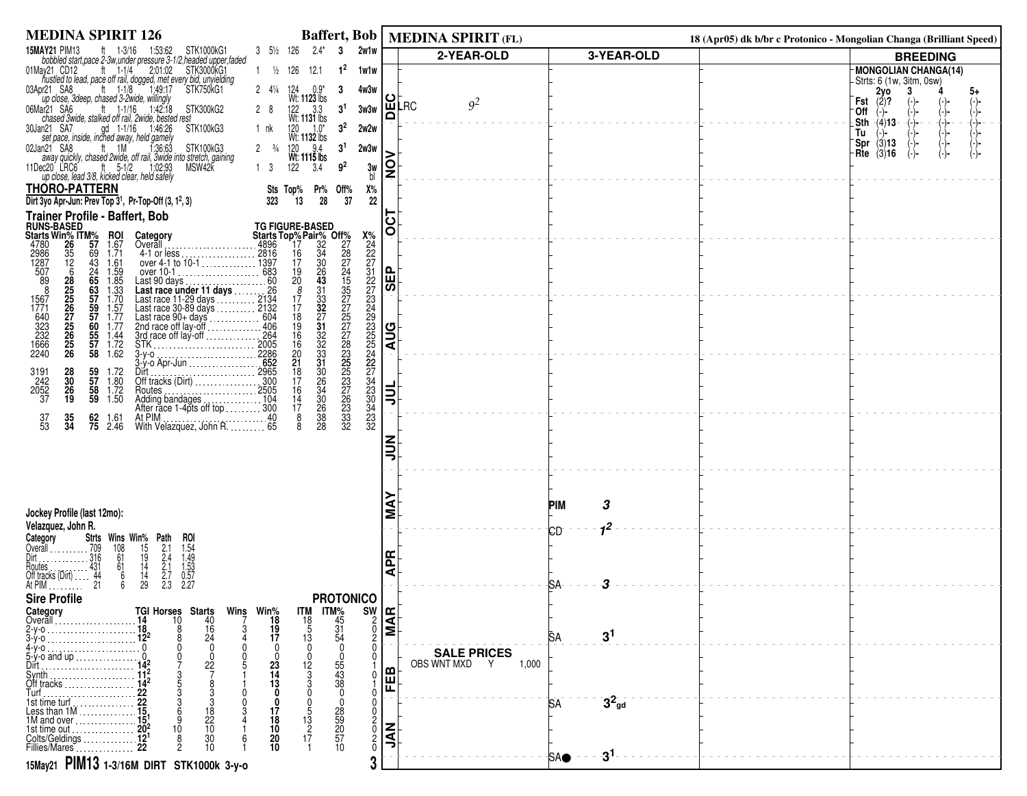# MEDINA SPIRIT 126 — Baffert, Bob

| Date/Track | Surface | Distance | Time | Race | | | Wt | Odds | Fin | |
|---|---|---|---|---|---|---|---|---|---|---|
| 15MAY21 PIM13 | ft | 1-3/16 | 1:53:62 | STK1000kG1 | 3 | 5½ | 126 | 2.4* | 3 | 2w1w |
| *bobbled start,pace 2-3w,under pressure 3-1/2,headed upper,faded* | | | | | | | | | | |
| 01May21 CD12 | ft | 1-1/4 | 2:01:02 | STK3000kG1 | 1 | ½ | 126 | 12.1 | $1^2$ | 1w1w |
| *hustled to lead, pace off rail, dogged, met every bid, unyielding* | | | | | | | | | | |
| 03Apr21 SA8 | ft | 1-1/8 | 1:49:17 | STK750kG1 | 2 | 4¼ | 124 | 0.9* | 3 | 4w3w |
| *up close, 3deep, chased 3-2wide, willingly* | | | | | | | Wt: 1123 lbs | | | |
| 06Mar21 SA6 | ft | 1-1/16 | 1:42:18 | STK300kG2 | 2 | 8 | 122 | 3.3 | $3^1$ | 3w3w |
| *chased 3wide, stalked off rail, 2wide, bested rest* | | | | | | | Wt: 1131 lbs | | | |
| 30Jan21 SA7 | gd | 1-1/16 | 1:46:26 | STK100kG3 | 1 | nk | 120 | 1.0* | $3^2$ | 2w2w |
| *set pace, inside, inched away, held gamely* | | | | | | | Wt: 1132 lbs | | | |
| 02Jan21 SA8 | ft | 1M | 1:36:63 | STK100kG3 | 2 | ¾ | 120 | 9.4 | $3^1$ | 2w3w |
| *away quickly, chased 2wide, off rail, 3wide into stretch, gaining* | | | | | | | Wt: 1115 lbs | | | |
| 11Dec20 LRC6 | ft | 5-1/2 | 1:02:93 | MSW42k | 1 | 3 | 122 | 3.4 | $9^2$ | 3w bl |
| *up close, lead 3/8, kicked clear, held safely* | | | | | | | | | | |

## THORO-PATTERN

| | Sts | Top% | Pr% | Off% | X% |
|---|---|---|---|---|---|
| Dirt 3yo Apr-Jun: Prev Top $3^1$, Pr-Top-Off (3, $1^2$, 3) | 323 | 13 | 28 | 37 | 22 |

## Trainer Profile - Baffert, Bob

| Starts | Win% | ITM% | ROI | Category | Starts | Top% | Pair% | Off% | X% |
|---|---|---|---|---|---|---|---|---|---|
| | **RUNS-BASED** | | | | **TG FIGURE-BASED** | | | | |
| 4780 | 26 | 57 | 1.67 | Overall | 4896 | 17 | 32 | 27 | 24 |
| 2986 | 35 | 69 | 1.71 | 4-1 or less | 2816 | 16 | 34 | 28 | 22 |
| 1287 | 12 | 43 | 1.61 | over 4-1 to 10-1 | 1397 | 17 | 30 | 27 | 27 |
| 507 | 6 | 24 | 1.59 | over 10-1 | 683 | 19 | 26 | 24 | 31 |
| 89 | 28 | 65 | 1.85 | Last 90 days | 60 | 20 | 43 | 15 | 22 |
| 8 | 25 | 63 | 1.33 | **Last race under 11 days** | 26 | 8 | 31 | 35 | 27 |
| 1567 | 25 | 57 | 1.70 | Last race 11-29 days | 2134 | 17 | 33 | 27 | 23 |
| 1771 | 26 | 59 | 1.57 | Last race 30-89 days | 2132 | 17 | 32 | 27 | 24 |
| 640 | 27 | 57 | 1.77 | Last race 90+ days | 604 | 18 | 27 | 25 | 29 |
| 323 | 25 | 60 | 1.77 | 2nd race off lay-off | 406 | 19 | 31 | 27 | 23 |
| 232 | 26 | 55 | 1.44 | 3rd race off lay-off | 264 | 16 | 32 | 27 | 25 |
| 1666 | 25 | 57 | 1.72 | STK | 2005 | 16 | 32 | 28 | 25 |
| 2240 | 26 | 58 | 1.62 | 3-y-o | 2286 | 20 | 33 | 23 | 24 |
| | | | | 3-y-o Apr-Jun | 652 | 21 | 31 | 25 | 22 |
| 3191 | 28 | 59 | 1.72 | Dirt | 2965 | 18 | 30 | 25 | 27 |
| 242 | 30 | 57 | 1.80 | Off tracks (Dirt) | 300 | 17 | 26 | 23 | 34 |
| 2052 | 26 | 58 | 1.72 | Routes | 2505 | 16 | 34 | 27 | 23 |
| 37 | 19 | 59 | 1.50 | Adding bandages | 104 | 14 | 30 | 26 | 30 |
| | | | | After race 1-4pts off top | 300 | 17 | 26 | 23 | 34 |
| 37 | 35 | 62 | 1.61 | At PIM | 40 | 8 | 38 | 33 | 23 |
| 53 | 34 | 75 | 2.46 | With Velazquez, John R. | 65 | 8 | 28 | 32 | 32 |

## Jockey Profile (last 12mo):

Velazquez, John R.

| Category | Strts | Wins | Win% | Path | ROI |
|---|---|---|---|---|---|
| Overall | 709 | 108 | 15 | 2.1 | 1.54 |
| Dirt | 316 | 61 | 19 | 2.4 | 1.49 |
| Routes | 431 | 61 | 14 | 2.1 | 1.53 |
| Off tracks (Dirt) | 44 | 6 | 14 | 2.7 | 0.57 |
| At PIM | 21 | 6 | 29 | 2.3 | 2.27 |

## Sire Profile — PROTONICO

| Category | TGI | Horses | Starts | Wins | Win% | ITM | ITM% | SW |
|---|---|---|---|---|---|---|---|---|
| Overall | 14 | 10 | 40 | 7 | 18 | 18 | 45 | 2 |
| 2-y-o | 18 | 8 | 16 | 3 | 19 | 5 | 31 | 0 |
| 3-y-o | $12^2$ | 8 | 24 | 4 | 17 | 13 | 54 | 2 |
| 4-y-o | 0 | 0 | 0 | 0 | 0 | 0 | 0 | 0 |
| 5-y-o and up | 0 | 0 | 0 | 0 | 0 | 0 | 0 | 0 |
| Dirt | $14^2$ | 7 | 22 | 5 | 23 | 12 | 55 | 1 |
| Synth | $11^2$ | 3 | 7 | 1 | 14 | 3 | 43 | 0 |
| Off tracks | $14^2$ | 5 | 8 | 1 | 13 | 3 | 38 | 1 |
| Turf | 22 | 3 | 3 | 0 | 0 | 0 | 0 | 0 |
| 1st time turf | 22 | 3 | 3 | 0 | 0 | 0 | 0 | 0 |
| Less than 1M | 15 | 6 | 18 | 3 | 17 | 5 | 28 | 0 |
| 1M and over | $15^1$ | 9 | 22 | 4 | 18 | 13 | 59 | 2 |
| 1st time out | $20^2$ | 10 | 10 | 1 | 10 | 2 | 20 | 0 |
| Colts/Geldings | $12^1$ | 8 | 30 | 6 | 20 | 17 | 57 | 2 |
| Fillies/Mares | 22 | 2 | 10 | 1 | 10 | 1 | 10 | 0 |

15May21 **PIM13** 1-3/16M DIRT STK1000k 3-y-o — 3

# MEDINA SPIRIT (FL)

18 (Apr05) dk b/br c Protonico - Mongolian Changa (Brilliant Speed)

| Month | 2-YEAR-OLD | 3-YEAR-OLD |
|---|---|---|
| DEC | LRC $9^2$ | |
| NOV | | |
| OCT | | |
| SEP | | |
| AUG | | |
| JUL | | |
| JUN | | |
| MAY | | PIM 3 |
| APR | | CD $1^2$ ; SA 3 |
| MAR | | SA $3^1$ |
| FEB | | SA $3^2$ gd |
| JAN | | SA● $3^1$ |

**SALE PRICES**

OBS WNT MXD Y 1,000

## BREEDING

MONGOLIAN CHANGA(14)

Strts: 6 (1w, 3itm, 0sw)

| | 2yo | 3 | 4 | 5+ |
|---|---|---|---|---|
| Fst | (2)? | (-)- | (-)- | (-)- |
| Off | (-)- | (-)- | (-)- | (-)- |
| Sth | (4)13 | (-)- | (-)- | (-)- |
| Tu | (-)- | (-)- | (-)- | (-)- |
| Spr | (3)13 | (-)- | (-)- | (-)- |
| Rte | (3)16 | (-)- | (-)- | (-)- |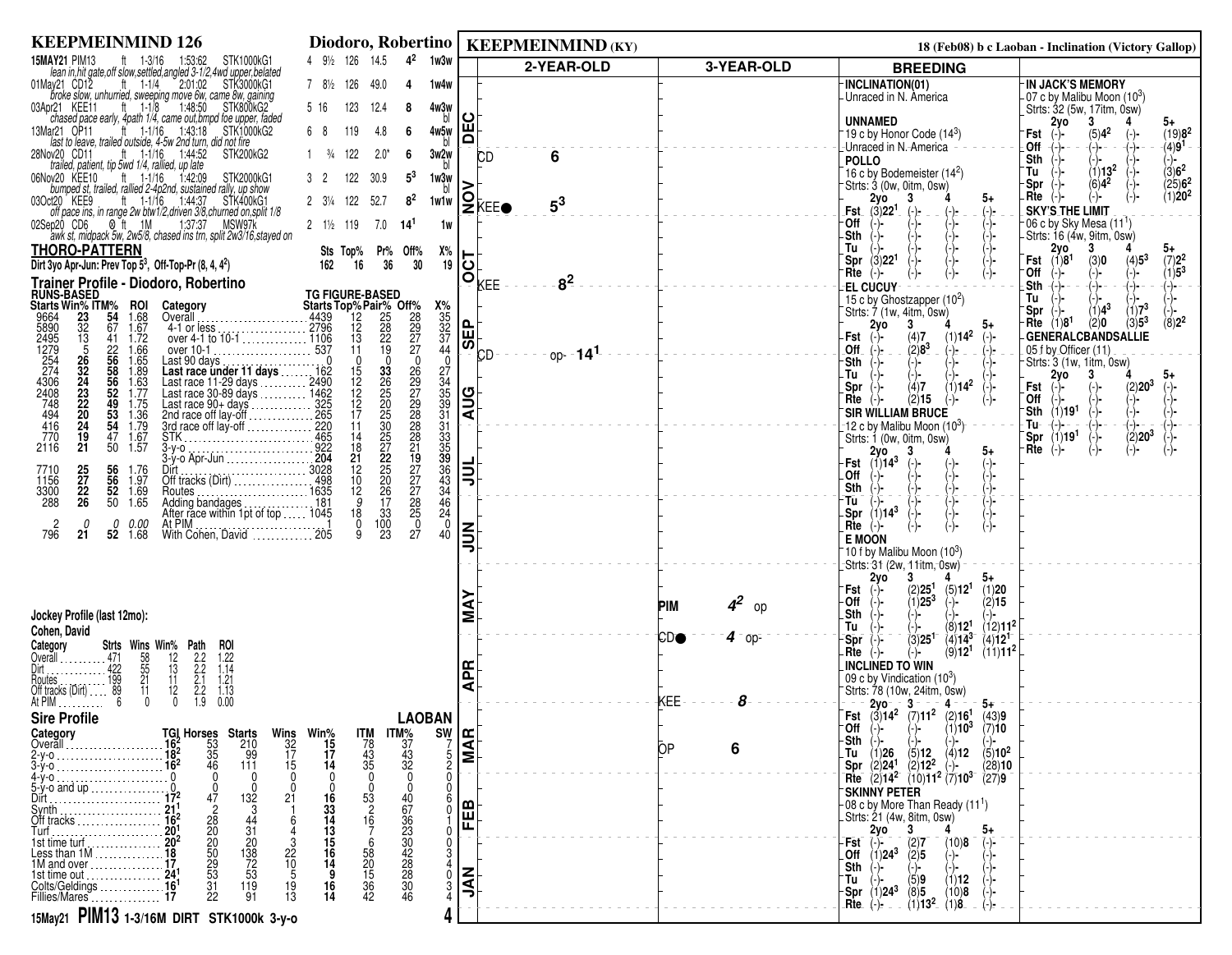# KEEPMEINMIND 126 — Diodoro, Robertino

| Date/Race | Surf | Dist | Time | Race | PP | Pos | Wt | Odds | Fig | Pos |
|---|---|---|---|---|---|---|---|---|---|---|
| 15MAY21 PIM13 | ft | 1-3/16 | 1:53:62 | STK1000kG1 | 4 | 9½ | 126 | 14.5 | $4^2$ | 1w3w |
| *lean in,hit gate,off slow,settled,angled 3-1/2,4wd upper,belated* | | | | | | | | | | |
| 01May21 CD12 | ft | 1-1/4 | 2:01:02 | STK3000kG1 | 7 | 8½ | 126 | 49.0 | 4 | 1w4w |
| *broke slow, unhurried, sweeping move 6w, came 8w, gaining* | | | | | | | | | | |
| 03Apr21 KEE11 | ft | 1-1/8 | 1:48:50 | STK800kG2 | 5 | 16 | 123 | 12.4 | 8 | 4w3w bl |
| *chased pace early, 4path 1/4, came out,bmpd foe upper, faded* | | | | | | | | | | |
| 13Mar21 OP11 | ft | 1-1/16 | 1:43:18 | STK1000kG2 | 6 | 8 | 119 | 4.8 | 6 | 4w5w bl |
| *last to leave, trailed outside, 4-5w 2nd turn, did not fire* | | | | | | | | | | |
| 28Nov20 CD11 | ft | 1-1/16 | 1:44:52 | STK200kG2 | 1 | ¾ | 122 | 2.0* | 6 | 3w2w bl |
| *trailed, patient, tip 5wd 1/4, rallied, up late* | | | | | | | | | | |
| 06Nov20 KEE10 | ft | 1-1/16 | 1:42:09 | STK2000kG1 | 3 | 2 | 122 | 30.9 | $5^3$ | 1w3w bl |
| *bumped st, trailed, rallied 2-4p2nd, sustained rally, up show* | | | | | | | | | | |
| 03Oct20 KEE9 | ft | 1-1/16 | 1:44:37 | STK400kG1 | 2 | 3¼ | 122 | 52.7 | $8^2$ | 1w1w |
| *off pace ins, in range 2w btw1/2,driven 3/8,churned on,split 1/8* | | | | | | | | | | |
| 02Sep20 CD6 | ⊗ ft | 1M | 1:37:37 | MSW97k | 2 | 1½ | 119 | 7.0 | $14^1$ | 1w |
| *awk st, midpack 5w, 2w5/8, chased ins trn, split 2w3/16,stayed on* | | | | | | | | | | |

## THORO-PATTERN

| | Sts | Top% | Pr% | Off% | X% |
|---|---|---|---|---|---|
| Dirt 3yo Apr-Jun: Prev Top $5^3$, Off-Top-Pr (8, 4, $4^2$) | 162 | 16 | 36 | 30 | 19 |

## Trainer Profile - Diodoro, Robertino

| Starts (Runs-Based) | Win% | ITM% | ROI | Category | Starts (TG Figure-Based) | Top% | Pair% | Off% | X% |
|---|---|---|---|---|---|---|---|---|---|
| 9664 | 23 | 54 | 1.68 | Overall | 4439 | 12 | 25 | 28 | 35 |
| 5890 | 25 | 67 | 1.67 | 4-1 or less | 2796 | 12 | 28 | 29 | 32 |
| 2495 | 13 | 41 | 1.72 | over 4-1 to 10-1 | 1106 | 13 | 22 | 27 | 37 |
| 1279 | 5 | 22 | 1.66 | over 10-1 | 537 | 11 | 19 | 27 | 44 |
| 254 | 26 | 56 | 1.65 | Last 90 days | 0 | 0 | 0 | 0 | 0 |
| 274 | 32 | 58 | 1.89 | **Last race under 11 days** | 162 | 15 | 33 | 26 | 27 |
| 4306 | 24 | 56 | 1.63 | Last race 11-29 days | 2490 | 12 | 26 | 29 | 34 |
| 2408 | 23 | 52 | 1.77 | Last race 30-89 days | 1462 | 12 | 25 | 27 | 35 |
| 748 | 22 | 49 | 1.75 | Last race 90+ days | 325 | 12 | 20 | 29 | 39 |
| 494 | 20 | 53 | 1.36 | 2nd race off lay-off | 265 | 17 | 25 | 28 | 31 |
| 416 | 24 | 54 | 1.79 | 3rd race off lay-off | 220 | 11 | 30 | 28 | 31 |
| 770 | 19 | 47 | 1.67 | STK | 465 | 14 | 25 | 28 | 33 |
| 2116 | 21 | 50 | 1.57 | 3-y-o | 922 | 18 | 27 | 21 | 35 |
| | | | | 3-y-o Apr-Jun | 204 | 21 | 22 | 19 | 39 |
| 7710 | 25 | 56 | 1.76 | Dirt | 3028 | 12 | 25 | 27 | 36 |
| 1156 | 27 | 56 | 1.97 | Off tracks (Dirt) | 498 | 10 | 20 | 27 | 43 |
| 3300 | 22 | 52 | 1.69 | Routes | 1635 | 12 | 26 | 27 | 34 |
| 288 | 26 | 50 | 1.65 | Adding bandages | 181 | 9 | 17 | 28 | 46 |
| | | | | After race within 1pt of top | 1045 | 18 | 33 | 25 | 24 |
| 2 | 0 | 0 | 0.00 | At PIM | 1 | 0 | 100 | 0 | 0 |
| 796 | 21 | 52 | 1.68 | With Cohen, David | 205 | 9 | 23 | 27 | 40 |

## Jockey Profile (last 12mo): Cohen, David

| Category | Strts | Wins | Win% | Path | ROI |
|---|---|---|---|---|---|
| Overall | 471 | 58 | 12 | 2.2 | 1.22 |
| Dirt | 422 | 55 | 13 | 2.2 | 1.14 |
| Routes | 199 | 21 | 11 | 2.1 | 1.21 |
| Off tracks (Dirt) | 89 | 11 | 12 | 2.2 | 1.13 |
| At PIM | 6 | 0 | 0 | 1.9 | 0.00 |

## Sire Profile — LAOBAN

| Category | TGI | Horses | Starts | Wins | Win% | ITM | ITM% | SW |
|---|---|---|---|---|---|---|---|---|
| Overall | $16^2$ | 53 | 210 | 32 | 15 | 78 | 37 | 7 |
| 2-y-o | $18^2$ | 35 | 99 | 17 | 17 | 43 | 43 | 5 |
| 3-y-o | $16^2$ | 46 | 111 | 15 | 14 | 35 | 32 | 2 |
| 4-y-o | 0 | 0 | 0 | 0 | 0 | 0 | 0 | 0 |
| 5-y-o and up | 0 | 0 | 0 | 0 | 0 | 0 | 0 | 0 |
| Dirt | $17^2$ | 47 | 132 | 21 | 16 | 53 | 40 | 6 |
| Synth | $21^1$ | 2 | 3 | 1 | 33 | 2 | 67 | 0 |
| Off tracks | $16^2$ | 28 | 44 | 6 | 14 | 16 | 36 | 1 |
| Turf | $20^1$ | 20 | 31 | 4 | 13 | 7 | 23 | 0 |
| 1st time turf | $20^2$ | 20 | 20 | 3 | 15 | 6 | 30 | 0 |
| Less than 1M | 18 | 50 | 138 | 22 | 16 | 58 | 42 | 3 |
| 1M and over | 17 | 29 | 72 | 10 | 14 | 20 | 28 | 4 |
| 1st time out | $24^1$ | 53 | 53 | 5 | 9 | 15 | 28 | 0 |
| Colts/Geldings | $16^1$ | 31 | 119 | 19 | 16 | 36 | 30 | 3 |
| Fillies/Mares | 17 | 22 | 91 | 13 | 14 | 42 | 46 | 4 |

**15May21 PIM13 1-3/16M DIRT STK1000k 3-y-o**

# KEEPMEINMIND (KY)

18 (Feb08) b c Laoban - Inclination (Victory Gallop)

| Month | 2-YEAR-OLD | 3-YEAR-OLD |
|---|---|---|
| DEC | | |
| NOV | CD 6; KEE● $5^3$ | |
| OCT | KEE $8^2$ | |
| SEP | CD op- $14^1$ | |
| AUG | | |
| JUL | | |
| JUN | | |
| MAY | | PIM $4^2$ op; CD● 4 op- |
| APR | | KEE 8 |
| MAR | | OP 6 |
| FEB | | |
| JAN | | |

## BREEDING

**INCLINATION(01)**
Unraced in N. America

**UNNAMED**
19 c by Honor Code ($14^3$)
Unraced in N. America

**POLLO**
16 c by Bodemeister ($14^2$)
Strts: 3 (0w, 0itm, 0sw)

| | 2yo | 3 | 4 | 5+ |
|---|---|---|---|---|
| Fst | (3)$22^1$ | (-)- | (-)- | (-)- |
| Off | (-)- | (-)- | (-)- | (-)- |
| Sth | (-)- | (-)- | (-)- | (-)- |
| Tu | (-)- | (-)- | (-)- | (-)- |
| Spr | (3)$22^1$ | (-)- | (-)- | (-)- |
| Rte | (-)- | (-)- | (-)- | (-)- |

**EL CUCUY**
15 c by Ghostzapper ($10^2$)
Strts: 7 (1w, 4itm, 0sw)

| | 2yo | 3 | 4 | 5+ |
|---|---|---|---|---|
| Fst | (-)- | (4)7 | (1)$14^2$ | (-)- |
| Off | (-)- | (2)$8^3$ | (-)- | (-)- |
| Sth | (-)- | (-)- | (-)- | (-)- |
| Tu | (-)- | (-)- | (-)- | (-)- |
| Spr | (-)- | (4)7 | (1)$14^2$ | (-)- |
| Rte | (-)- | (2)15 | (-)- | (-)- |

**SIR WILLIAM BRUCE**
12 c by Malibu Moon ($10^3$)
Strts: 1 (0w, 0itm, 0sw)

| | 2yo | 3 | 4 | 5+ |
|---|---|---|---|---|
| Fst | (1)$14^3$ | (-)- | (-)- | (-)- |
| Off | (-)- | (-)- | (-)- | (-)- |
| Sth | (-)- | (-)- | (-)- | (-)- |
| Tu | (-)- | (-)- | (-)- | (-)- |
| Spr | (1)$14^3$ | (-)- | (-)- | (-)- |
| Rte | (-)- | (-)- | (-)- | (-)- |

**E MOON**
10 f by Malibu Moon ($10^3$)
Strts: 31 (2w, 11itm, 0sw)

| | 2yo | 3 | 4 | 5+ |
|---|---|---|---|---|
| Fst | (-)- | (2)$25^1$ | (5)$12^1$ | (1)20 |
| Off | (-)- | (1)$25^3$ | (-)- | (2)15 |
| Sth | (-)- | (-)- | (-)- | (-)- |
| Tu | (-)- | (-)- | (8)$12^1$ | (12)$11^2$ |
| Spr | (-)- | (3)$25^1$ | (4)$14^3$ | (4)$12^1$ |
| Rte | (-)- | (-)- | (9)$12^1$ | (11)$11^2$ |

**INCLINED TO WIN**
09 c by Vindication ($10^3$)
Strts: 78 (10w, 24itm, 0sw)

| | 2yo | 3 | 4 | 5+ |
|---|---|---|---|---|
| Fst | (3)$14^2$ | (7)$11^2$ | (2)$16^1$ | (43)9 |
| Off | (-)- | (-)- | (1)$10^3$ | (7)10 |
| Sth | (-)- | (-)- | (-)- | (-)- |
| Tu | (1)26 | (5)12 | (4)12 | (5)$10^2$ |
| Spr | (2)$24^1$ | (2)$12^2$ | (-)- | (28)10 |
| Rte | (2)$14^2$ | (10)$11^2$ | (7)$10^3$ | (27)9 |

**SKINNY PETER**
08 c by More Than Ready ($11^1$)
Strts: 21 (4w, 8itm, 0sw)

| | 2yo | 3 | 4 | 5+ |
|---|---|---|---|---|
| Fst | (-)- | (2)7 | (10)8 | (-)- |
| Off | (1)$24^3$ | (2)5 | (-)- | (-)- |
| Sth | (-)- | (-)- | (-)- | (-)- |
| Tu | (-)- | (5)9 | (1)12 | (-)- |
| Spr | (1)$24^3$ | (8)5 | (10)8 | (-)- |
| Rte | (-)- | (1)$13^2$ | (1)8 | (-)- |

**IN JACK'S MEMORY**
07 c by Malibu Moon ($10^3$)
Strts: 32 (5w, 17itm, 0sw)

| | 2yo | 3 | 4 | 5+ |
|---|---|---|---|---|
| Fst | (-)- | (5)$4^2$ | (-)- | (19)$8^2$ |
| Off | (-)- | (-)- | (-)- | (4)$9^1$ |
| Sth | (-)- | (-)- | (-)- | (-)- |
| Tu | (-)- | (1)$13^2$ | (-)- | (3)$6^2$ |
| Spr | (-)- | (6)$4^2$ | (-)- | (25)$6^2$ |
| Rte | (-)- | (-)- | (-)- | (1)$20^2$ |

**SKY'S THE LIMIT**
06 c by Sky Mesa ($11^1$)
Strts: 16 (4w, 9itm, 0sw)

| | 2yo | 3 | 4 | 5+ |
|---|---|---|---|---|
| Fst | (1)$8^1$ | (3)0 | (4)$5^3$ | (7)$2^2$ |
| Off | (-)- | (-)- | (-)- | (1)$5^3$ |
| Sth | (-)- | (-)- | (-)- | (-)- |
| Tu | (-)- | (-)- | (-)- | (-)- |
| Spr | (-)- | (1)$4^3$ | (1)$7^3$ | (-)- |
| Rte | (1)$8^1$ | (2)0 | (3)$5^3$ | (8)$2^2$ |

**GENERALCBANDSALLIE**
05 f by Officer (11)
Strts: 3 (1w, 1itm, 0sw)

| | 2yo | 3 | 4 | 5+ |
|---|---|---|---|---|
| Fst | (-)- | (-)- | (2)$20^3$ | (-)- |
| Off | (-)- | (-)- | (-)- | (-)- |
| Sth | (1)$19^1$ | (-)- | (-)- | (-)- |
| Tu | (-)- | (-)- | (-)- | (-)- |
| Spr | (1)$19^1$ | (-)- | (2)$20^3$ | (-)- |
| Rte | (-)- | (-)- | (-)- | (-)- |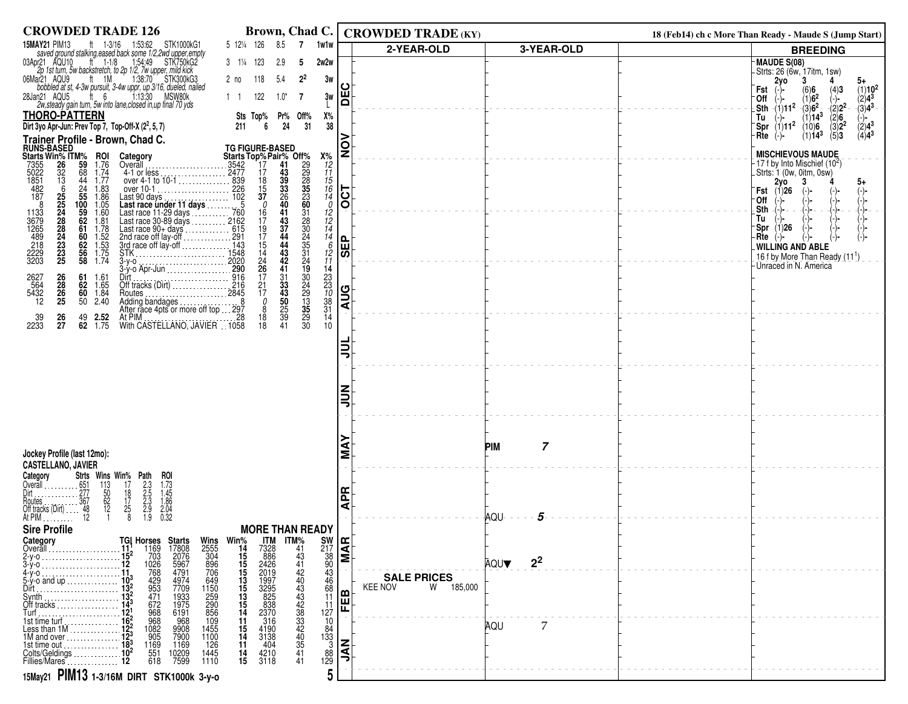# CROWDED TRADE 126 — Brown, Chad C.

| Date | Track | Surface | Distance | Time | Race | Odds | Wt | Fig | Fin | Path |
|---|---|---|---|---|---|---|---|---|---|---|
| 15MAY21 | PIM13 | ft | 1-3/16 | 1:53:62 | STK1000kG1 | 5 12¼ | 126 | 8.5 | 7 | 1w1w |

*saved ground stalking,eased back some 1/2,2wd upper,empty*

| Date | Track | Surface | Distance | Time | Race | Odds | Wt | Fig | Fin | Path |
|---|---|---|---|---|---|---|---|---|---|---|
| 03Apr21 | AQU10 | ft | 1-1/8 | 1:54:49 | STK750kG2 | 3 1¼ | 123 | 2.9 | 5 | 2w2w |

*2p 1st turn, 5w backstretch, to 2p 1/2, 7w upper, mild kick*

| Date | Track | Surface | Distance | Time | Race | Odds | Wt | Fig | Fin | Path |
|---|---|---|---|---|---|---|---|---|---|---|
| 06Mar21 | AQU9 | ft | 1M | 1:38:70 | STK300kG3 | 2 no | 118 | 5.4 | $2^2$ | 3w |

*bobbled at st, 4-3w pursuit, 3-4w uppr, up 3/16, dueled, nailed*

| Date | Track | Surface | Distance | Time | Race | Odds | Wt | Fig | Fin | Path |
|---|---|---|---|---|---|---|---|---|---|---|
| 28Jan21 | AQU5 | ft | 6 | 1:13:30 | MSW80k | 1 1 | 122 | 1.0* | 7 | 3w L |

*2w,steady gain turn, 5w into lane,closed in,up final 70 yds*

## THORO-PATTERN

| | Sts | Top% | Pr% | Off% | X% |
|---|---|---|---|---|---|
| Dirt 3yo Apr-Jun: Prev Top 7, Top-Off-X ($2^2$, 5, 7) | 211 | 6 | 24 | 31 | 38 |

## Trainer Profile - Brown, Chad C.

| Starts | Win% | ITM% | ROI | Category | TG Starts | Top% | Pair% | Off% | X% |
|---|---|---|---|---|---|---|---|---|---|
| 7355 | 26 | 59 | 1.76 | Overall | 3542 | 17 | 41 | 29 | 12 |
| 5022 | 32 | 68 | 1.74 | 4-1 or less | 2477 | 17 | 43 | 29 | 11 |
| 1851 | 13 | 44 | 1.77 | over 4-1 to 10-1 | 839 | 18 | 39 | 28 | 15 |
| 482 | 6 | 24 | 1.83 | over 10-1 | 226 | 15 | 33 | 35 | 16 |
| 187 | 25 | 55 | 1.86 | Last 90 days | 102 | 37 | 26 | 23 | 14 |
| 8 | 25 | 100 | 1.05 | **Last race under 11 days** | 5 | 0 | 40 | 60 | 0 |
| 1133 | 24 | 59 | 1.60 | Last race 11-29 days | 760 | 16 | 41 | 31 | 12 |
| 3679 | 28 | 62 | 1.81 | Last race 30-89 days | 2162 | 17 | 43 | 28 | 12 |
| 1265 | 28 | 61 | 1.78 | Last race 90+ days | 615 | 19 | 37 | 30 | 14 |
| 489 | 24 | 60 | 1.52 | 2nd race off lay-off | 291 | 17 | 44 | 24 | 14 |
| 218 | 23 | 62 | 1.53 | 3rd race off lay-off | 143 | 15 | 44 | 35 | 6 |
| 2229 | 23 | 56 | 1.75 | STK | 1548 | 14 | 43 | 31 | 12 |
| 3203 | 25 | 58 | 1.74 | 3-y-o | 2020 | 24 | 42 | 24 | 11 |
| | | | | 3-y-o Apr-Jun | 290 | 26 | 41 | 19 | 14 |
| 2627 | 26 | 61 | 1.61 | Dirt | 916 | 17 | 31 | 30 | 23 |
| 564 | 28 | 62 | 1.65 | Off tracks (Dirt) | 216 | 21 | 33 | 24 | 23 |
| 5432 | 26 | 60 | 1.84 | Routes | 2845 | 17 | 43 | 29 | 10 |
| 12 | 25 | 50 | 2.40 | Adding bandages | 8 | 0 | 50 | 13 | 38 |
| | | | | After race 4pts or more off top | 297 | 8 | 25 | 35 | 31 |
| 39 | 26 | 49 | 2.52 | At PIM | 28 | 18 | 39 | 29 | 14 |
| 2233 | 27 | 62 | 1.75 | With CASTELLANO, JAVIER | 1058 | 18 | 41 | 30 | 10 |

## Jockey Profile (last 12mo): CASTELLANO, JAVIER

| Category | Strts | Wins | Win% | Path | ROI |
|---|---|---|---|---|---|
| Overall | 651 | 113 | 17 | 2.3 | 1.73 |
| Dirt | 277 | 50 | 18 | 2.5 | 1.45 |
| Routes | 367 | 62 | 17 | 2.3 | 1.86 |
| Off tracks (Dirt) | 48 | 12 | 25 | 2.9 | 2.04 |
| At PIM | 12 | 1 | 8 | 1.9 | 0.32 |

## Sire Profile — MORE THAN READY

| Category | TG | Horses | Starts | Wins | Win% | ITM | ITM% | SW |
|---|---|---|---|---|---|---|---|---|
| Overall | 11 | 1169 | 17808 | 2555 | 14 | 7328 | 41 | 217 |
| 2-y-o | $15^2$ | 703 | 2076 | 304 | 15 | 886 | 43 | 38 |
| 3-y-o | 12 | 1026 | 5967 | 896 | 15 | 2426 | 41 | 90 |
| 4-y-o | 11 | 768 | 4791 | 706 | 15 | 2019 | 42 | 43 |
| 5-y-o and up | $10^3$ | 429 | 4974 | 649 | 13 | 1997 | 40 | 46 |
| Dirt | $13^2$ | 953 | 7709 | 1150 | 15 | 3295 | 43 | 68 |
| Synth | $13^2$ | 471 | 1933 | 259 | 13 | 825 | 43 | 11 |
| Off tracks | $14^3$ | 672 | 1975 | 290 | 15 | 838 | 42 | 11 |
| Turf | $12^1$ | 968 | 6191 | 856 | 14 | 2370 | 38 | 127 |
| 1st time turf | $16^2$ | 968 | 968 | 109 | 11 | 316 | 33 | 10 |
| Less than 1M | $12^2$ | 1082 | 9908 | 1455 | 15 | 4190 | 42 | 84 |
| 1M and over | $12^3$ | 905 | 7900 | 1100 | 14 | 3138 | 40 | 133 |
| 1st time out | $18^3$ | 1169 | 1169 | 126 | 11 | 404 | 35 | 3 |
| Colts/Geldings | $10^2$ | 551 | 10209 | 1445 | 14 | 4210 | 41 | 88 |
| Fillies/Mares | 12 | 618 | 7599 | 1110 | 15 | 3118 | 41 | 129 |

**15May21 PIM13 1-3/16M DIRT STK1000k 3-y-o**

# CROWDED TRADE (KY)

18 (Feb14) ch c More Than Ready - Maude S (Jump Start)

| Month | 2-YEAR-OLD | 3-YEAR-OLD |
|---|---|---|
| DEC | | |
| NOV | | |
| OCT | | |
| SEP | | |
| AUG | | |
| JUL | | |
| JUN | | |
| MAY | | PIM 7 |
| APR | | AQU 5 |
| MAR | | AQU▼ $2^2$ |
| FEB | SALE PRICES: KEE NOV W 185,000 | |
| JAN | | AQU 7 |

## BREEDING

**MAUDE S(08)**
Strts: 26 (6w, 17itm, 1sw)

| | 2yo | 3 | 4 | 5+ |
|---|---|---|---|---|
| Fst | (-)- | (6)6 | (4)3 | (1)$10^2$ |
| Off | (-)- | (1)$6^2$ | (-)- | (2)$4^3$ |
| Sth | (1)$11^2$ | (3)$6^2$ | (2)$2^2$ | (3)$4^3$ |
| Tu | (-)- | (1)$14^3$ | (2)6 | (-)- |
| Spr | (1)$11^2$ | (10)6 | (3)$2^2$ | (2)$4^3$ |
| Rte | (-)- | (1)$14^3$ | (5)3 | (4)$4^3$ |

**MISCHIEVOUS MAUDE**
17 f by Into Mischief ($10^2$)
Strts: 1 (0w, 0itm, 0sw)

| | 2yo | 3 | 4 | 5+ |
|---|---|---|---|---|
| Fst | (1)26 | (-)- | (-)- | (-)- |
| Off | (-)- | (-)- | (-)- | (-)- |
| Sth | (-)- | (-)- | (-)- | (-)- |
| Tu | (-)- | (-)- | (-)- | (-)- |
| Spr | (1)26 | (-)- | (-)- | (-)- |
| Rte | (-)- | (-)- | (-)- | (-)- |

**WILLING AND ABLE**
16 f by More Than Ready ($11^1$)
Unraced in N. America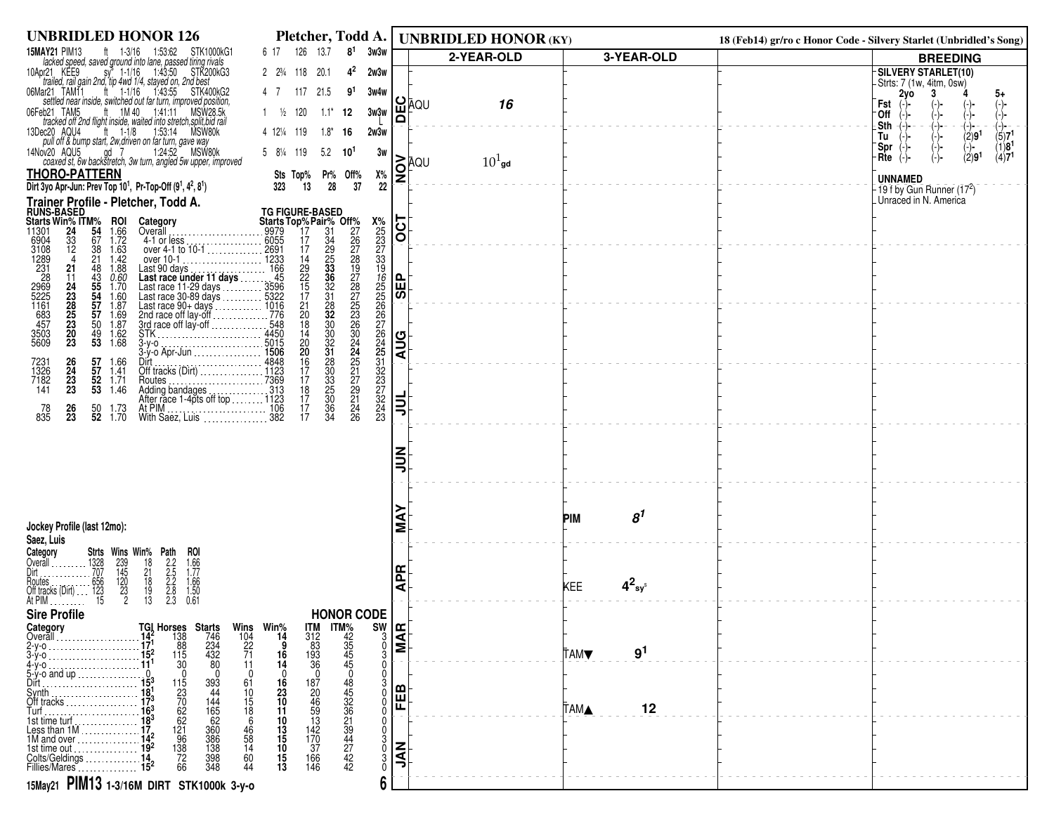## UNBRIDLED HONOR 126 — Pletcher, Todd A.

| Date/Race | Surface | Dist | Time | Class | Post | Lengths | Wt | Odds | Fig | Rest |
|---|---|---|---|---|---|---|---|---|---|---|
| 15MAY21 PIM13 | ft | 1-3/16 | 1:53:62 | STK1000kG1 | 6 | 17 | 126 | 13.7 | $8^1$ | 3w3w |
| *lacked speed, saved ground into lane, passed tiring rivals* | | | | | | | | | | |
| 10Apr21 KEE9 | sy* | 1-1/16 | 1:43:50 | STK200kG3 | 2 | 2¾ | 118 | 20.1 | $4^2$ | 2w3w |
| *trailed, rail gain 2nd, tip 4wd 1/4, stayed on, 2nd best* | | | | | | | | | | |
| 06Mar21 TAM11 | ft | 1-1/16 | 1:43:55 | STK400kG2 | 4 | 7 | 117 | 21.5 | $9^1$ | 3w4w |
| *settled near inside, switched out far turn, improved position,* | | | | | | | | | | |
| 06Feb21 TAM5 | ft | 1M 40 | 1:41:11 | MSW28.5k | 1 | ½ | 120 | 1.1* | 12 | 3w3w L |
| *tracked off 2nd flight inside, waited into stretch,split,bid rail* | | | | | | | | | | |
| 13Dec20 AQU4 | ft | 1-1/8 | 1:53:14 | MSW80k | 4 | 12¼ | 119 | 1.8* | 16 | 2w3w |
| *pull off & bump start, 2w,driven on far turn, gave way* | | | | | | | | | | |
| 14Nov20 AQU5 | gd | 7 | 1:24:52 | MSW80k | 5 | 8¼ | 119 | 5.2 | $10^1$ | 3w |
| *coaxed st, 6w backstretch, 3w turn, angled 5w upper, improved* | | | | | | | | | | |

### THORO-PATTERN

| | Sts | Top% | Pr% | Off% | X% |
|---|---|---|---|---|---|
| Dirt 3yo Apr-Jun: Prev Top $10^1$, Pr-Top-Off ($9^1$, $4^2$, $8^1$) | 323 | 13 | 28 | 37 | 22 |

### Trainer Profile - Pletcher, Todd A.

| Starts | Win% | ITM% | ROI | Category | TG Starts | Top% | Pair% | Off% | X% |
|---|---|---|---|---|---|---|---|---|---|
| 11301 | **24** | **54** | 1.66 | Overall | 9979 | 17 | 31 | 27 | 25 |
| 6904 | 33 | 67 | 1.72 | 4-1 or less | 6055 | 17 | 34 | 26 | 23 |
| 3108 | 12 | 38 | 1.63 | over 4-1 to 10-1 | 2691 | 17 | 29 | 27 | 27 |
| 1289 | 4 | 21 | 1.42 | over 10-1 | 1233 | 14 | 25 | 28 | 33 |
| 231 | **21** | 48 | 1.88 | Last 90 days | 166 | 29 | **33** | 19 | 19 |
| 28 | 11 | 43 | *0.60* | **Last race under 11 days** | 45 | 22 | **36** | 27 | *16* |
| 2969 | **24** | **55** | 1.70 | Last race 11-29 days | 3596 | 15 | 32 | 28 | 25 |
| 5225 | **23** | **54** | 1.60 | Last race 30-89 days | 5322 | 17 | 31 | 27 | 25 |
| 1161 | **28** | **57** | 1.87 | Last race 90+ days | 1016 | 21 | 28 | 25 | 26 |
| 683 | **25** | **57** | 1.69 | 2nd race off lay-off | 776 | 20 | **32** | 23 | 26 |
| 457 | **23** | 50 | 1.87 | 3rd race off lay-off | 548 | 18 | 30 | 26 | 27 |
| 3503 | **20** | 49 | 1.62 | STK | 4450 | 14 | 30 | 30 | 26 |
| 5609 | **23** | **53** | 1.68 | 3-y-o | 5015 | 20 | 32 | 24 | 24 |
| | | | | 3-y-o Apr-Jun | **1506** | **20** | **31** | **24** | **25** |
| 7231 | **26** | **57** | 1.66 | Dirt | 4848 | 16 | 28 | 25 | 31 |
| 1326 | **24** | **57** | 1.41 | Off tracks (Dirt) | 1123 | 17 | 30 | 21 | 32 |
| 7182 | **23** | **52** | 1.71 | Routes | 7369 | 17 | 33 | 27 | 23 |
| 141 | **23** | **53** | 1.46 | Adding bandages | 313 | 18 | 25 | 29 | 27 |
| | | | | After race 1-4pts off top | 1123 | 17 | 30 | 21 | 32 |
| 78 | **26** | 50 | 1.73 | At PIM | 106 | 17 | 36 | 24 | 24 |
| 835 | **23** | **52** | 1.70 | With Saez, Luis | 382 | 17 | 34 | 26 | 23 |

### Jockey Profile (last 12mo):

**Saez, Luis**

| Category | Strts | Wins | Win% | Path | ROI |
|---|---|---|---|---|---|
| Overall | 1328 | 239 | 18 | 2.2 | 1.66 |
| Dirt | 707 | 145 | 21 | 2.5 | 1.77 |
| Routes | 656 | 120 | 18 | 2.2 | 1.66 |
| Off tracks (Dirt) | 123 | 23 | 19 | 2.8 | 1.50 |
| At PIM | 15 | 2 | 13 | 2.3 | 0.61 |

### Sire Profile — HONOR CODE

| Category | TGI | Horses | Starts | Wins | Win% | ITM | ITM% | SW |
|---|---|---|---|---|---|---|---|---|
| Overall | $14^2$ | 138 | 746 | 104 | **14** | 312 | 42 | 3 |
| 2-y-o | $17^1$ | 88 | 234 | 22 | **9** | 83 | 35 | 0 |
| 3-y-o | $15^2$ | 115 | 432 | 71 | **16** | 193 | 45 | 3 |
| 4-y-o | $11^1$ | 30 | 80 | 11 | **14** | 36 | 45 | 0 |
| 5-y-o and up | 0 | 0 | 0 | 0 | **0** | 0 | 0 | 0 |
| Dirt | $15^3$ | 115 | 393 | 61 | **16** | 187 | 48 | 3 |
| Synth | $18^1$ | 23 | 44 | 10 | **23** | 20 | 45 | 0 |
| Off tracks | $17^3$ | 70 | 144 | 15 | **10** | 46 | 32 | 0 |
| Turf | $16^3$ | 62 | 165 | 18 | **11** | 59 | 36 | 0 |
| 1st time turf | $18^3$ | 62 | 62 | 6 | **10** | 13 | 21 | 0 |
| Less than 1M | 17 | 121 | 360 | 46 | **13** | 142 | 39 | 0 |
| 1M and over | $14^2$ | 96 | 386 | 58 | **15** | 170 | 44 | 3 |
| 1st time out | $19^2$ | 138 | 138 | 14 | **10** | 37 | 27 | 0 |
| Colts/Geldings | 14 | 72 | 398 | 60 | **15** | 166 | 42 | 3 |
| Fillies/Mares | $15^2$ | 66 | 348 | 44 | **13** | 146 | 42 | 0 |

**15May21 PIM13 1-3/16M DIRT STK1000k 3-y-o**

## UNBRIDLED HONOR (KY)

18 (Feb14) gr/ro c Honor Code - Silvery Starlet (Unbridled's Song)

| Month | 2-YEAR-OLD | 3-YEAR-OLD |
|---|---|---|
| DEC | AQU **16** | |
| NOV | AQU $10^1$ gd | |
| OCT | | |
| SEP | | |
| AUG | | |
| JUL | | |
| JUN | | |
| MAY | | PIM $8^1$ |
| APR | | KEE $4^2$ sy |
| MAR | | TAM▼ $9^1$ |
| FEB | | TAM▲ 12 |
| JAN | | |

### BREEDING

**SILVERY STARLET(10)**
Strts: 7 (1w, 4itm, 0sw)

| | 2yo | 3 | 4 | 5+ |
|---|---|---|---|---|
| Fst | (-)- | (-)- | (-)- | (-)- |
| Off | (-)- | (-)- | (-)- | (-)- |
| Sth | (-)- | (-)- | (-)- | (-)- |
| Tu | (-)- | (-)- | (2)$9^1$ | (5)$7^1$ |
| Spr | (-)- | (-)- | (-)- | (1)$8^1$ |
| Rte | (-)- | (-)- | (2)$9^1$ | (4)$7^1$ |

**UNNAMED**
19 f by Gun Runner ($17^2$)
Unraced in N. America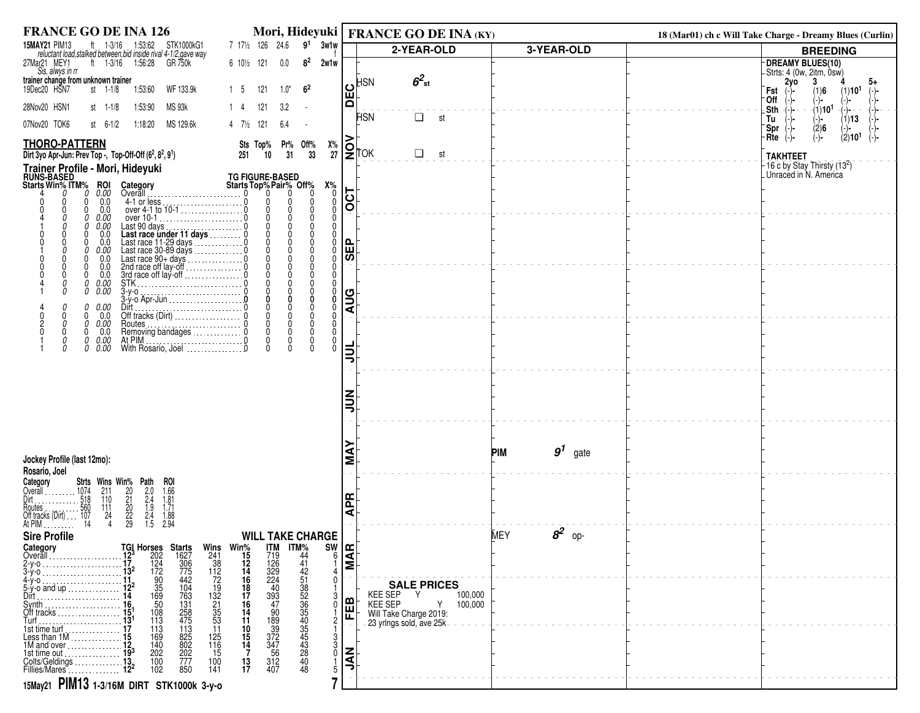# FRANCE GO DE INA 126

**Mori, Hideyuki**

| Date | Race | Surface | Dist | Time | Class | PP | Odds/Pos | Wt | Odds | Fig | Notes |
|---|---|---|---|---|---|---|---|---|---|---|---|
| 15MAY21 | PIM13 | ft | 1-3/16 | 1:53:62 | STK1000kG1 | 7 | 17½ | 126 | 24.6 | $9^1$ | 3w1w |

*reluctant load,stalked between,bid inside rival 4-1/2,gave way* f

| Date | Race | Surface | Dist | Time | Class | PP | Pos | Wt | Odds | Fig | Notes |
|---|---|---|---|---|---|---|---|---|---|---|---|
| 27Mar21 | MEY1 | ft | 1-3/16 | 1:56:28 | GR 750k | 6 | 10½ | 121 | 0.0 | $8^2$ | 2w1w |

*Sls, alwys in rr*

**trainer change from unknown trainer**

| Date | Race | Surface | Dist | Time | Class | PP | Pos | Wt | Odds | Fig |
|---|---|---|---|---|---|---|---|---|---|---|
| 19Dec20 | HSN7 | st | 1-1/8 | 1:53:60 | WF 133.9k | 1 | 5 | 121 | 1.0* | $6^2$ |
| 28Nov20 | HSN1 | st | 1-1/8 | 1:53:90 | MS 93k | 1 | 4 | 121 | 3.2 | - |
| 07Nov20 | TOK6 | st | 6-1/2 | 1:18:20 | MS 129.6k | 4 | 7½ | 121 | 6.4 | - |

## THORO-PATTERN

Dirt 3yo Apr-Jun: Prev Top -, Top-Off-Off ($6^2$, $8^2$, $9^1$)

| Sts | Top% | Pr% | Off% | X% |
|---|---|---|---|---|
| 251 | 10 | 31 | 33 | 27 |

## Trainer Profile - Mori, Hideyuki

| RUNS-BASED Starts | Win% | ITM% | ROI | Category | TG FIGURE-BASED Starts | Top% | Pair% | Off% | X% |
|---|---|---|---|---|---|---|---|---|---|
| 4 | 0 | 0 | 0.00 | Overall | 0 | 0 | 0 | 0 | 0 |
| 0 | 0 | 0 | 0.0 | 4-1 or less | 0 | 0 | 0 | 0 | 0 |
| 0 | 0 | 0 | 0.0 | over 4-1 to 10-1 | 0 | 0 | 0 | 0 | 0 |
| 4 | 0 | 0 | 0.00 | over 10-1 | 0 | 0 | 0 | 0 | 0 |
| 1 | 0 | 0 | 0.00 | Last 90 days | 0 | 0 | 0 | 0 | 0 |
| 0 | 0 | 0 | 0.0 | **Last race under 11 days** | 0 | 0 | 0 | 0 | 0 |
| 0 | 0 | 0 | 0.0 | Last race 11-29 days | 0 | 0 | 0 | 0 | 0 |
| 1 | 0 | 0 | 0.00 | Last race 30-89 days | 0 | 0 | 0 | 0 | 0 |
| 0 | 0 | 0 | 0.0 | Last race 90+ days | 0 | 0 | 0 | 0 | 0 |
| 0 | 0 | 0 | 0.0 | 2nd race off lay-off | 0 | 0 | 0 | 0 | 0 |
| 0 | 0 | 0 | 0.0 | 3rd race off lay-off | 0 | 0 | 0 | 0 | 0 |
| 4 | 0 | 0 | 0.00 | STK | 0 | 0 | 0 | 0 | 0 |
| 1 | 0 | 0 | 0.00 | 3-y-o | 0 | 0 | 0 | 0 | 0 |
| | | | | **3-y-o Apr-Jun** | **0** | **0** | **0** | **0** | **0** |
| 4 | 0 | 0 | 0.00 | Dirt | 0 | 0 | 0 | 0 | 0 |
| 0 | 0 | 0 | 0.0 | Off tracks (Dirt) | 0 | 0 | 0 | 0 | 0 |
| 2 | 0 | 0 | 0.00 | Routes | 0 | 0 | 0 | 0 | 0 |
| 0 | 0 | 0 | 0.0 | Removing bandages | 0 | 0 | 0 | 0 | 0 |
| 1 | 0 | 0 | 0.00 | At PIM | 0 | 0 | 0 | 0 | 0 |
| 1 | 0 | 0 | 0.00 | With Rosario, Joel | 0 | 0 | 0 | 0 | 0 |

## Jockey Profile (last 12mo):

**Rosario, Joel**

| Category | Strts | Wins | Win% | Path | ROI |
|---|---|---|---|---|---|
| Overall | 1074 | 211 | 20 | 2.0 | 1.66 |
| Dirt | 518 | 110 | 21 | 2.4 | 1.81 |
| Routes | 560 | 111 | 20 | 1.9 | 1.71 |
| Off tracks (Dirt) | 107 | 24 | 22 | 2.4 | 1.88 |
| At PIM | 14 | 4 | 29 | 1.5 | 2.94 |

## Sire Profile — WILL TAKE CHARGE

| Category | TGI | Horses | Starts | Wins | Win% | ITM | ITM% | SW |
|---|---|---|---|---|---|---|---|---|
| Overall | $12^3$ | 202 | 1627 | 241 | 15 | 719 | 44 | 6 |
| 2-y-o | 17 | 124 | 306 | 38 | 12 | 126 | 41 | 1 |
| 3-y-o | $13^2$ | 172 | 775 | 112 | 14 | 329 | 42 | 4 |
| 4-y-o | 11 | 90 | 442 | 72 | 16 | 224 | 51 | 0 |
| 5-y-o and up | $12^2$ | 35 | 104 | 19 | 18 | 40 | 38 | 1 |
| Dirt | 14 | 169 | 763 | 132 | 17 | 393 | 52 | 3 |
| Synth | 16 | 50 | 131 | 21 | 16 | 47 | 36 | 0 |
| Off tracks | $15^1$ | 108 | 258 | 35 | 14 | 90 | 35 | 1 |
| Turf | $13^1$ | 113 | 475 | 53 | 11 | 189 | 40 | 2 |
| 1st time turf | 17 | 113 | 113 | 11 | 10 | 39 | 35 | 1 |
| Less than 1M | 15 | 169 | 825 | 125 | 15 | 372 | 45 | 3 |
| 1M and over | 12 | 140 | 802 | 116 | 14 | 347 | 43 | 3 |
| 1st time out | $19^3$ | 202 | 202 | 15 | 7 | 56 | 28 | 0 |
| Colts/Geldings | 13 | 100 | 777 | 100 | 13 | 312 | 40 | 1 |
| Fillies/Mares | $12^2$ | 102 | 850 | 141 | 17 | 407 | 48 | 5 |

**15May21 PIM13 1-3/16M DIRT STK1000k 3-y-o** — 7

---

# FRANCE GO DE INA (KY)

18 (Mar01) ch c Will Take Charge - Dreamy Blues (Curlin)

| Month | 2-YEAR-OLD | 3-YEAR-OLD |
|---|---|---|
| DEC | HSN $6^2$ st; HSN ❑ st | |
| NOV | TOK ❑ st | |
| OCT | | |
| SEP | | |
| AUG | | |
| JUL | | |
| JUN | | |
| MAY | | PIM $9^1$ gate |
| APR | | |
| MAR | | MEY $8^2$ op- |
| FEB | | |
| JAN | | |

### SALE PRICES

KEE SEP Y 100,000
KEE SEP Y 100,000
Will Take Charge 2019: 23 yrlngs sold, ave 25k

## BREEDING

**DREAMY BLUES(10)**

Strts: 4 (0w, 2itm, 0sw)

| | 2yo | 3 | 4 | 5+ |
|---|---|---|---|---|
| Fst | (-)- | (1)6 | (1)$10^1$ | (-)- |
| Off | (-)- | (-)- | (-)- | (-)- |
| Sth | (-)- | (1)$10^1$ | (-)- | (-)- |
| Tu | (-)- | (-)- | (1)13 | (-)- |
| Spr | (-)- | (2)6 | (-)- | (-)- |
| Rte | (-)- | (-)- | (2)$10^1$ | (-)- |

**TAKHTEET**

16 c by Stay Thirsty ($13^2$)
Unraced in N. America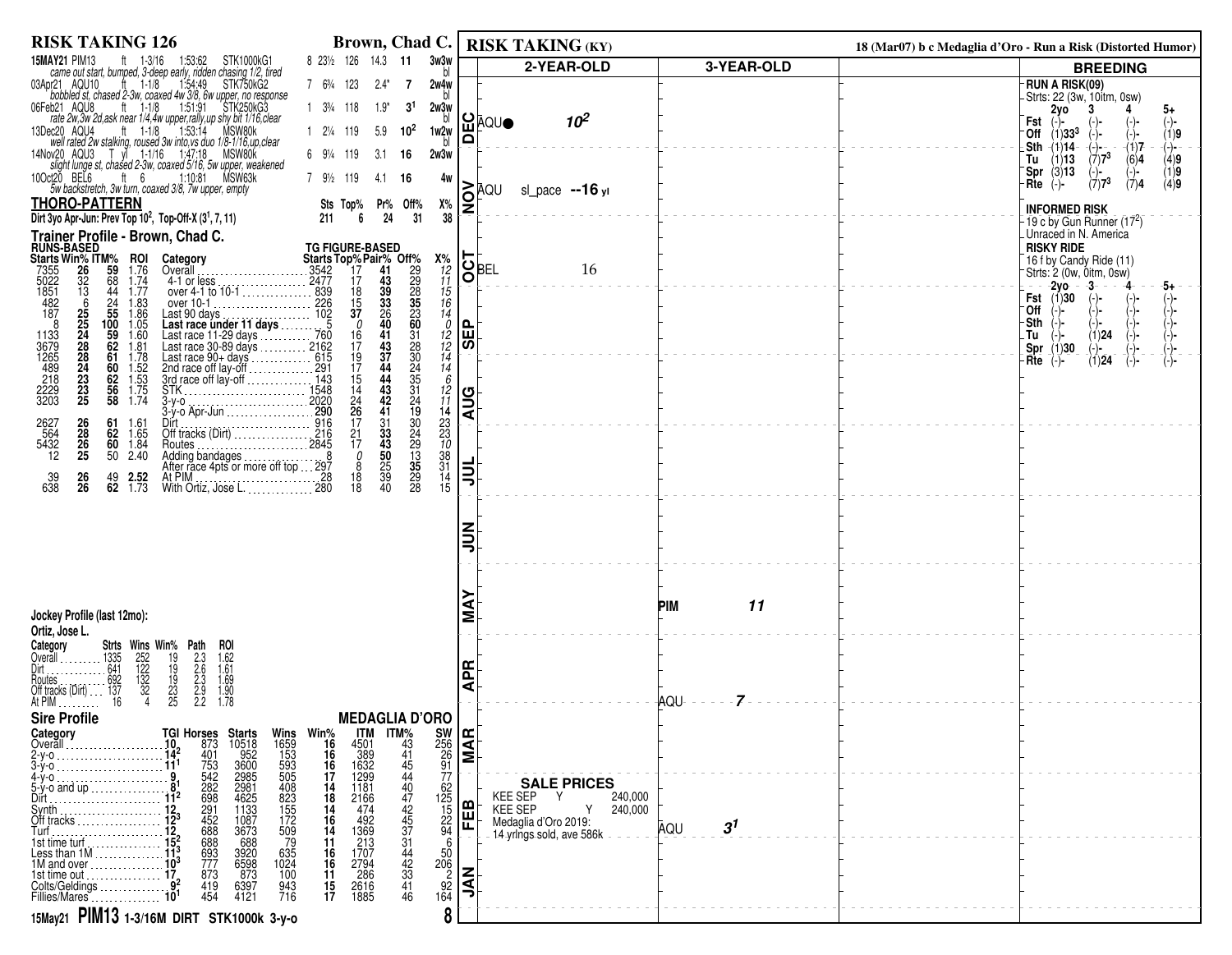# RISK TAKING 126

**Brown, Chad C.**

| Date | Race | Surface | Dist | Time | Class | PP | Odds | Wt | TG | Fig | Path |
|---|---|---|---|---|---|---|---|---|---|---|---|
| 15MAY21 | PIM13 | ft | 1-3/16 | 1:53:62 | STK1000kG1 | 8 | 23½ | 126 | 14.3 | 11 | 3w3w bl |
| *came out start, bumped, 3-deep early, ridden chasing 1/2, tired* | | | | | | | | | | | |
| 03Apr21 | AQU10 | ft | 1-1/8 | 1:54:49 | STK750kG2 | 7 | 6¾ | 123 | 2.4* | 7 | 2w4w bl |
| *bobbled st, chased 2-3w, coaxed 4w 3/8, 6w upper, no response* | | | | | | | | | | | |
| 06Feb21 | AQU8 | ft | 1-1/8 | 1:51:91 | STK250kG3 | 1 | 3¾ | 118 | 1.9* | 3[1] | 2w3w bl |
| *rate 2w,3w 2d,ask near 1/4,4w upper,rally,up shy bit 1/16,clear* | | | | | | | | | | | |
| 13Dec20 | AQU4 | ft | 1-1/8 | 1:53:14 | MSW80k | 1 | 2¼ | 119 | 5.9 | 10[2] | 1w2w bl |
| *well rated 2w stalking, roused 3w into,vs duo 1/8-1/16,up,clear* | | | | | | | | | | | |
| 14Nov20 | AQU3 | T yl | 1-1/16 | 1:47:18 | MSW80k | 6 | 9¼ | 119 | 3.1 | 16 | 2w3w |
| *slight lunge st, chased 2-3w, coaxed 5/16, 5w upper, weakened* | | | | | | | | | | | |
| 10Oct20 | BEL6 | ft | 6 | 1:10:81 | MSW63k | 7 | 9½ | 119 | 4.1 | 16 | 4w |
| *5w backstretch, 3w turn, coaxed 3/8, 7w upper, empty* | | | | | | | | | | | |

## THORO-PATTERN

| | Sts | Top% | Pr% | Off% | X% |
|---|---|---|---|---|---|
| Dirt 3yo Apr-Jun: Prev Top 10[2], Top-Off-X (3[1], 7, 11) | 211 | 6 | 24 | 31 | 38 |

## Trainer Profile - Brown, Chad C.

| RUNS-BASED Starts | Win% | ITM% | ROI | Category | TG FIGURE-BASED Starts | Top% | Pair% | Off% | X% |
|---|---|---|---|---|---|---|---|---|---|
| 7355 | 26 | 59 | 1.76 | Overall | 3542 | 17 | 41 | 29 | 12 |
| 5022 | 32 | 68 | 1.74 | 4-1 or less | 2477 | 17 | 43 | 29 | 11 |
| 1851 | 13 | 44 | 1.77 | over 4-1 to 10-1 | 839 | 18 | 39 | 28 | 15 |
| 482 | 6 | 24 | 1.83 | over 10-1 | 226 | 15 | 33 | 35 | 16 |
| 187 | 25 | 55 | 1.86 | Last 90 days | 102 | 37 | 26 | 23 | 14 |
| 8 | 25 | 100 | 1.05 | **Last race under 11 days** | 5 | 0 | 40 | 60 | 0 |
| 1133 | 24 | 59 | 1.60 | Last race 11-29 days | 760 | 16 | 41 | 31 | 12 |
| 3679 | 28 | 62 | 1.81 | Last race 30-89 days | 2162 | 17 | 43 | 28 | 12 |
| 1265 | 28 | 61 | 1.78 | Last race 90+ days | 615 | 19 | 37 | 30 | 14 |
| 489 | 24 | 60 | 1.52 | 2nd race off lay-off | 291 | 17 | 44 | 24 | 14 |
| 218 | 23 | 62 | 1.53 | 3rd race off lay-off | 143 | 15 | 44 | 35 | 6 |
| 2229 | 23 | 56 | 1.75 | STK | 1548 | 14 | 43 | 31 | 12 |
| 3203 | 25 | 58 | 1.74 | 3-y-o | 2020 | 24 | 42 | 24 | 11 |
| | | | | 3-y-o Apr-Jun | 290 | 26 | 41 | 19 | 14 |
| 2627 | 26 | 61 | 1.61 | Dirt | 916 | 17 | 31 | 30 | 23 |
| 564 | 28 | 62 | 1.65 | Off tracks (Dirt) | 216 | 21 | 33 | 24 | 23 |
| 5432 | 26 | 60 | 1.84 | Routes | 2845 | 17 | 43 | 29 | 10 |
| 12 | 25 | 50 | 2.40 | Adding bandages | 8 | 0 | 50 | 13 | 38 |
| | | | | After race 4pts or more off top | 297 | 8 | 25 | 35 | 31 |
| 39 | 26 | 49 | 2.52 | At PIM | 28 | 18 | 39 | 29 | 14 |
| 638 | 26 | 62 | 1.73 | With Ortiz, Jose L. | 280 | 18 | 40 | 28 | 15 |

## Jockey Profile (last 12mo):

Ortiz, Jose L.

| Category | Strts | Wins | Win% | Path | ROI |
|---|---|---|---|---|---|
| Overall | 1335 | 252 | 19 | 2.3 | 1.62 |
| Dirt | 641 | 122 | 19 | 2.6 | 1.61 |
| Routes | 692 | 132 | 19 | 2.3 | 1.69 |
| Off tracks (Dirt) | 137 | 32 | 23 | 2.9 | 1.90 |
| At PIM | 16 | 4 | 25 | 2.2 | 1.78 |

## Sire Profile — MEDAGLIA D'ORO

| Category | TGI | Horses | Starts | Wins | Win% | ITM | ITM% | SW |
|---|---|---|---|---|---|---|---|---|
| Overall | 10 | 873 | 10518 | 1659 | 16 | 4501 | 43 | 256 |
| 2-y-o | 14[2] | 401 | 952 | 153 | 16 | 389 | 41 | 26 |
| 3-y-o | 11[1] | 753 | 3600 | 593 | 16 | 1632 | 45 | 91 |
| 4-y-o | 9 | 542 | 2985 | 505 | 17 | 1299 | 44 | 77 |
| 5-y-o and up | 8[1] | 282 | 2981 | 408 | 14 | 1181 | 40 | 62 |
| Dirt | 11[2] | 698 | 4625 | 823 | 18 | 2166 | 47 | 125 |
| Synth | 12 | 291 | 1133 | 155 | 14 | 474 | 42 | 15 |
| Off tracks | 12[3] | 452 | 1087 | 172 | 16 | 492 | 45 | 22 |
| Turf | 12 | 688 | 3673 | 509 | 14 | 1369 | 37 | 94 |
| 1st time turf | 15[2] | 688 | 688 | 79 | 11 | 213 | 31 | 6 |
| Less than 1M | 11[3] | 693 | 3920 | 635 | 16 | 1707 | 44 | 50 |
| 1M and over | 10[3] | 777 | 6598 | 1024 | 16 | 2794 | 42 | 206 |
| 1st time out | 17 | 873 | 873 | 100 | 11 | 286 | 33 | 2 |
| Colts/Geldings | 9[2] | 419 | 6397 | 943 | 15 | 2616 | 41 | 92 |
| Fillies/Mares | 10[1] | 454 | 4121 | 716 | 17 | 1885 | 46 | 164 |

**15May21 PIM13 1-3/16M DIRT STK1000k 3-y-o**

---

# RISK TAKING (KY)

18 (Mar07) b c Medaglia d'Oro - Run a Risk (Distorted Humor)

| Month | 2-YEAR-OLD | 3-YEAR-OLD |
|---|---|---|
| DEC | AQU● 10[2] | |
| NOV | AQU sl_pace --16 yl | |
| OCT | BEL 16 | |
| SEP | | |
| AUG | | |
| JUL | | |
| JUN | | |
| MAY | | PIM 11 |
| APR | | AQU 7 |
| MAR | | |
| FEB | | AQU 3[1] |
| JAN | | |

**SALE PRICES**
KEE SEP Y 240,000
KEE SEP Y 240,000
Medaglia d'Oro 2019:
14 yrlings sold, ave 586k

## BREEDING

**RUN A RISK(09)**
Strts: 22 (3w, 10itm, 0sw)

| | 2yo | 3 | 4 | 5+ |
|---|---|---|---|---|
| Fst | (-)- | (-)- | (-)- | (-)- |
| Off | (1)33[3] | (-)- | (-)- | (1)9 |
| Sth | (1)14 | (-)- | (1)7 | (-)- |
| Tu | (1)13 | (7)7[3] | (6)4 | (4)9 |
| Spr | (3)13 | (-)- | (-)- | (1)9 |
| Rte | (-)- | (7)7[3] | (7)4 | (4)9 |

**INFORMED RISK**
19 c by Gun Runner (17[2])
Unraced in N. America

**RISKY RIDE**
16 f by Candy Ride (11)
Strts: 2 (0w, 0itm, 0sw)

| | 2yo | 3 | 4 | 5+ |
|---|---|---|---|---|
| Fst | (1)30 | (-)- | (-)- | (-)- |
| Off | (-)- | (-)- | (-)- | (-)- |
| Sth | (-)- | (-)- | (-)- | (-)- |
| Tu | (-)- | (1)24 | (-)- | (-)- |
| Spr | (1)30 | (-)- | (-)- | (-)- |
| Rte | (-)- | (1)24 | (-)- | (-)- |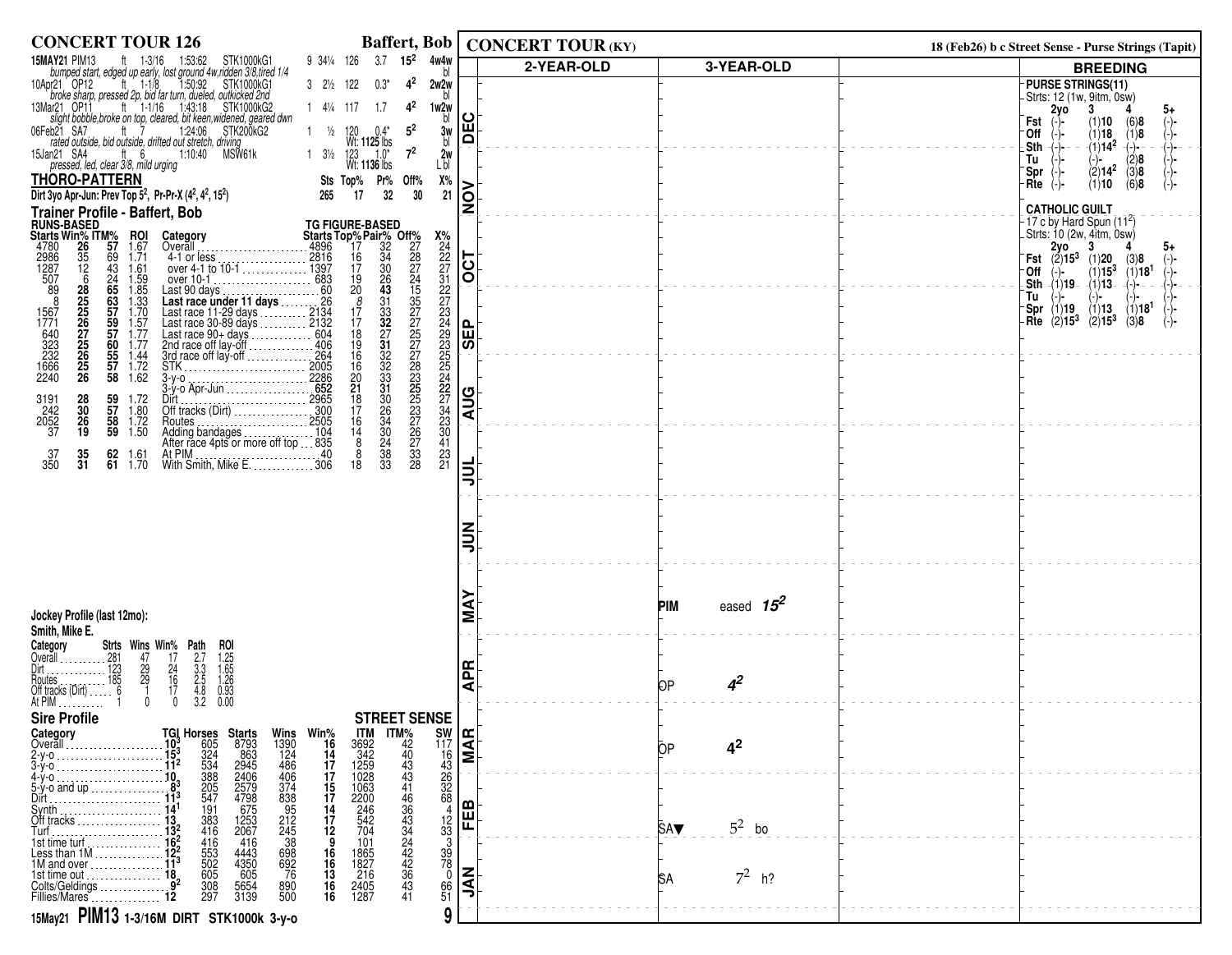# CONCERT TOUR 126 — Baffert, Bob

| Date | Track | Surface | Dist | Time | Race | Field | Odds | Wt | TG | Fig | Notes |
|---|---|---|---|---|---|---|---|---|---|---|---|
| 15MAY21 | PIM13 | ft | 1-3/16 | 1:53:62 | STK1000kG1 | 9 | 34¼ | 126 | 3.7 | $15^2$ | 4w4w bl |
| | *bumped start, edged up early, lost ground 4w,ridden 3/8,tired 1/4* | | | | | | | | | | |
| 10Apr21 | OP12 | ft | 1-1/8 | 1:50:92 | STK1000kG1 | 3 | 2½ | 122 | 0.3* | $4^2$ | 2w2w bl |
| | *broke sharp, pressed 2p, bid far turn, dueled, outkicked 2nd* | | | | | | | | | | |
| 13Mar21 | OP11 | ft | 1-1/16 | 1:43:18 | STK1000kG2 | 1 | 4¼ | 117 | 1.7 | $4^2$ | 1w2w bl |
| | *slight bobble,broke on top, cleared, bit keen,widened, geared dwn* | | | | | | | | | | |
| 06Feb21 | SA7 | ft | 7 | 1:24:06 | STK200kG2 | 1 | ½ | 120 Wt: 1125 lbs | 0.4* | $5^2$ | 3w bl |
| | *rated outside, bid outside, drifted out stretch, driving* | | | | | | | | | | |
| 15Jan21 | SA4 | ft | 6 | 1:10:40 | MSW61k | 1 | 3½ | 123 Wt: 1136 lbs | 1.0* | $7^2$ | 2w L bl |
| | *pressed, led, clear 3/8, mild urging* | | | | | | | | | | |

## THORO-PATTERN

| | Sts | Top% | Pr% | Off% | X% |
|---|---|---|---|---|---|
| Dirt 3yo Apr-Jun: Prev Top $5^2$, Pr-Pr-X ($4^2$, $4^2$, $15^2$) | 265 | 17 | 32 | 30 | 21 |

## Trainer Profile - Baffert, Bob

| RUNS-BASED Starts | Win% | ITM% | ROI | Category | TG FIGURE-BASED Starts | Top% | Pair% | Off% | X% |
|---|---|---|---|---|---|---|---|---|---|
| 4780 | 26 | 57 | 1.67 | Overall | 4896 | 17 | 32 | 27 | 24 |
| 2986 | 35 | 69 | 1.71 | 4-1 or less | 2816 | 16 | 34 | 28 | 22 |
| 1287 | 12 | 43 | 1.61 | over 4-1 to 10-1 | 1397 | 17 | 30 | 27 | 27 |
| 507 | 6 | 24 | 1.59 | over 10-1 | 683 | 19 | 26 | 24 | 31 |
| 89 | 28 | 65 | 1.85 | Last 90 days | 60 | 20 | 43 | 15 | 22 |
| 8 | 25 | 63 | 1.33 | **Last race under 11 days** | 26 | 8 | 31 | 35 | 27 |
| 1567 | 25 | 57 | 1.70 | Last race 11-29 days | 2134 | 17 | 33 | 27 | 23 |
| 1771 | 26 | 59 | 1.57 | Last race 30-89 days | 2132 | 17 | 32 | 27 | 24 |
| 640 | 27 | 57 | 1.77 | Last race 90+ days | 604 | 18 | 27 | 25 | 29 |
| 323 | 25 | 60 | 1.77 | 2nd race off lay-off | 406 | 19 | 31 | 27 | 23 |
| 232 | 26 | 55 | 1.44 | 3rd race off lay-off | 264 | 16 | 32 | 27 | 25 |
| 1666 | 25 | 57 | 1.72 | STK | 2005 | 16 | 32 | 28 | 25 |
| 2240 | 26 | 58 | 1.62 | 3-y-o | 2286 | 20 | 33 | 23 | 24 |
| | | | | 3-y-o Apr-Jun | 652 | 21 | 31 | 25 | 22 |
| 3191 | 28 | 59 | 1.72 | Dirt | 2965 | 18 | 30 | 25 | 27 |
| 242 | 30 | 57 | 1.80 | Off tracks (Dirt) | 300 | 17 | 26 | 23 | 34 |
| 2052 | 26 | 58 | 1.72 | Routes | 2505 | 16 | 34 | 27 | 23 |
| 37 | 19 | 59 | 1.50 | Adding bandages | 104 | 14 | 30 | 26 | 30 |
| | | | | After race 4pts or more off top | 835 | 8 | 24 | 27 | 41 |
| 37 | 35 | 62 | 1.61 | At PIM | 40 | 8 | 38 | 33 | 23 |
| 350 | 31 | 61 | 1.70 | With Smith, Mike E. | 306 | 18 | 33 | 28 | 21 |

## Jockey Profile (last 12mo):

Smith, Mike E.

| Category | Strts | Wins | Win% | Path | ROI |
|---|---|---|---|---|---|
| Overall | 281 | 47 | 17 | 2.7 | 1.25 |
| Dirt | 123 | 29 | 24 | 3.3 | 1.65 |
| Routes | 185 | 29 | 16 | 2.5 | 1.26 |
| Off tracks (Dirt) | 6 | 1 | 17 | 4.8 | 0.93 |
| At PIM | 1 | 0 | 0 | 3.2 | 0.00 |

## Sire Profile — STREET SENSE

| Category | TGI | Horses | Starts | Wins | Win% | ITM | ITM% | SW |
|---|---|---|---|---|---|---|---|---|
| Overall | $10^3$ | 605 | 8793 | 1390 | 16 | 3692 | 42 | 117 |
| 2-y-o | $15^3$ | 324 | 863 | 124 | 14 | 342 | 40 | 16 |
| 3-y-o | $11^2$ | 534 | 2945 | 486 | 17 | 1259 | 43 | 43 |
| 4-y-o | 10 | 388 | 2406 | 406 | 17 | 1028 | 43 | 26 |
| 5-y-o and up | $8^3$ | 205 | 2579 | 374 | 15 | 1063 | 41 | 32 |
| Dirt | $11^3$ | 547 | 4798 | 838 | 17 | 2200 | 46 | 68 |
| Synth | $14^1$ | 191 | 675 | 95 | 14 | 246 | 36 | 4 |
| Off tracks | 13 | 383 | 1253 | 212 | 17 | 542 | 43 | 12 |
| Turf | $13^2$ | 416 | 2067 | 245 | 12 | 704 | 34 | 33 |
| 1st time turf | $16^2$ | 416 | 416 | 38 | 9 | 101 | 24 | 3 |
| Less than 1M | $12^5$ | 553 | 4443 | 698 | 16 | 1865 | 42 | 39 |
| 1M and over | $11^3$ | 502 | 4350 | 692 | 16 | 1827 | 42 | 78 |
| 1st time out | 18 | 605 | 605 | 76 | 13 | 216 | 36 | 0 |
| Colts/Geldings | $9^2$ | 308 | 5654 | 890 | 16 | 2405 | 43 | 66 |
| Fillies/Mares | 12 | 297 | 3139 | 500 | 16 | 1287 | 41 | 51 |

**15May21 PIM13 1-3/16M DIRT STK1000k 3-y-o** — 9

# CONCERT TOUR (KY)

18 (Feb26) b c Street Sense - Purse Strings (Tapit)

| Month | 2-YEAR-OLD | 3-YEAR-OLD |
|---|---|---|
| MAY | | PIM eased $15^2$ |
| APR | | OP $4^2$ |
| MAR | | OP $4^2$ |
| FEB | | SA▼ $5^2$ bo |
| JAN | | SA $7^2$ h? |

## BREEDING

**PURSE STRINGS(11)**

Strts: 12 (1w, 9itm, 0sw)

| | 2yo | 3 | 4 | 5+ |
|---|---|---|---|---|
| Fst | (-)- | (1)**10** | (6)**8** | (-)- |
| Off | (-)- | (1)**18** | (1)**8** | (-)- |
| Sth | (-)- | (1)**14**$^2$ | (-)- | (-)- |
| Tu | (-)- | (-)- | (2)**8** | (-)- |
| Spr | (-)- | (2)**14**$^2$ | (3)**8** | (-)- |
| Rte | (-)- | (1)**10** | (6)**8** | (-)- |

**CATHOLIC GUILT**

17 c by Hard Spun ($11^2$)

Strts: 10 (2w, 4itm, 0sw)

| | 2yo | 3 | 4 | 5+ |
|---|---|---|---|---|
| Fst | (2)**15**$^3$ | (1)**20** | (3)**8** | (-)- |
| Off | (-)- | (1)**15**$^3$ | (1)**18**$^1$ | (-)- |
| Sth | (1)**19** | (1)**13** | (-)- | (-)- |
| Tu | (-)- | (-)- | (-)- | (-)- |
| Spr | (1)**19** | (1)**13** | (1)**18**$^1$ | (-)- |
| Rte | (2)**15**$^3$ | (2)**15**$^3$ | (3)**8** | (-)- |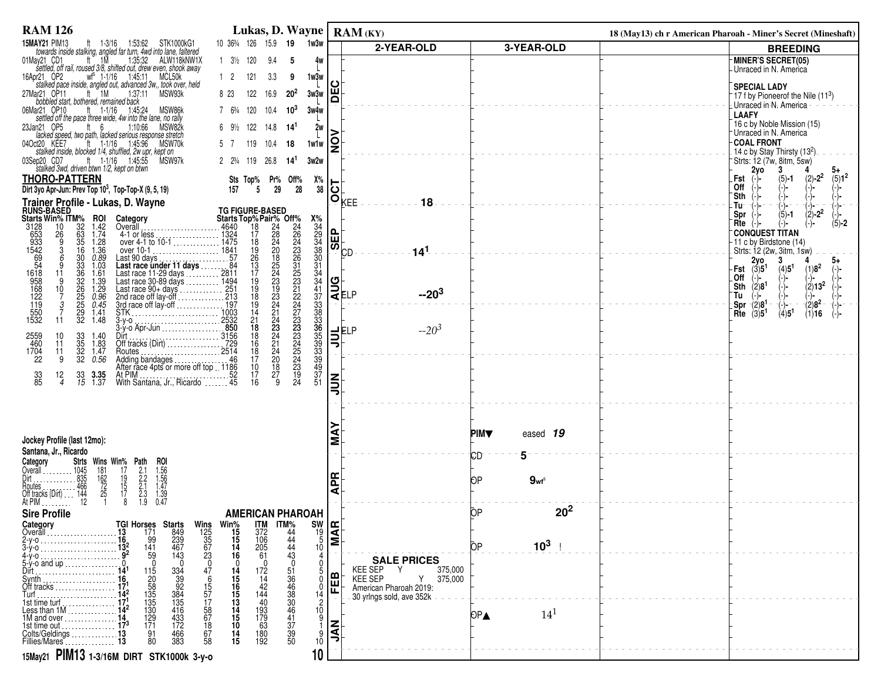# RAM 126

**Lukas, D. Wayne**

| Date/Track | Surf | Dist | Time | Race | PP | Btn | Wt | Odds | Fig | Trip |
|---|---|---|---|---|---|---|---|---|---|---|
| 15MAY21 PIM13 | ft | 1-3/16 | 1:53:62 | STK1000kG1 | 10 | 36¾ | 126 | 15.9 | 19 | 1w3w |
| *towards inside stalking, angled far turn, 4wd into lane, faltered* | | | | | | | | | | |
| 01May21 CD1 | ft | 1M | 1:35:32 | ALW118kNW1X | 1 | 3½ | 120 | 9.4 | 5 | 4w L |
| *settled, off rail, roused 3/8, shifted out, drew even, shook away* | | | | | | | | | | |
| 16Apr21 OP2 | wf[s] | 1-1/16 | 1:45:11 | MCL50k | 1 | 2 | 121 | 3.3 | 9 | 1w3w L |
| *stalked pace inside, angled out, advanced 3w,, took over, held* | | | | | | | | | | |
| 27Mar21 OP11 | ft | 1M | 1:37:11 | MSW93k | 8 | 23 | 122 | 16.9 | 20² | 3w3w L |
| *bobbled start, bothered, remained back* | | | | | | | | | | |
| 06Mar21 OP10 | ft | 1-1/16 | 1:45:24 | MSW86k | 7 | 6¾ | 120 | 10.4 | 10³ | 3w4w L |
| *settled off the pace three wide, 4w into the lane, no rally* | | | | | | | | | | |
| 23Jan21 OP5 | ft | 6 | 1:10:66 | MSW82k | 6 | 9½ | 122 | 14.8 | 14¹ | 2w L |
| *lacked speed, two path, lacked serious response stretch* | | | | | | | | | | |
| 04Oct20 KEE7 | ft | 1-1/16 | 1:45:96 | MSW70k | 5 | 7 | 119 | 10.4 | 18 | 1w1w |
| *stalked inside, blocked 1/4, shuffled, 2w upr, kept on* | | | | | | | | | | |
| 03Sep20 CD7 | ft | 1-1/16 | 1:45:55 | MSW97k | 2 | 2¾ | 119 | 26.8 | 14¹ | 3w2w |
| *stalked 3wd, driven btwn 1/2, kept on btwn* | | | | | | | | | | |

## THORO-PATTERN

| | Sts | Top% | Pr% | Off% | X% |
|---|---|---|---|---|---|
| Dirt 3yo Apr-Jun: Prev Top 10³, Top-Top-X (9, 5, 19) | 157 | 5 | 29 | 28 | 38 |

## Trainer Profile - Lukas, D. Wayne

| RUNS-BASED Starts | Win% | ITM% | ROI | Category | TG FIGURE-BASED Starts | Top% | Pair% | Off% | X% |
|---|---|---|---|---|---|---|---|---|---|
| 3128 | 10 | 32 | 1.42 | Overall | 4640 | 18 | 24 | 24 | 34 |
| 653 | 26 | 63 | 1.74 | 4-1 or less | 1324 | 17 | 28 | 26 | 29 |
| 933 | 9 | 35 | 1.28 | over 4-1 to 10-1 | 1475 | 18 | 24 | 24 | 34 |
| 1542 | 3 | 16 | 1.36 | over 10-1 | 1841 | 19 | 20 | 23 | 38 |
| 69 | *6* | 30 | *0.89* | Last 90 days | 57 | 26 | 18 | 26 | 30 |
| 54 | 9 | 33 | 1.03 | **Last race under 11 days** | 84 | 13 | 25 | 31 | 31 |
| 1618 | 11 | 36 | 1.61 | Last race 11-29 days | 2811 | 17 | 24 | 25 | 34 |
| 958 | 9 | 32 | 1.39 | Last race 30-89 days | 1494 | 19 | 23 | 23 | 34 |
| 168 | 10 | 26 | 1.29 | Last race 90+ days | 251 | 19 | 19 | 21 | 41 |
| 122 | 7 | 25 | *0.96* | 2nd race off lay-off | 213 | 18 | 23 | 22 | 37 |
| 119 | *3* | 25 | *0.45* | 3rd race off lay-off | 197 | 19 | 24 | 24 | 33 |
| 550 | 7 | 29 | 1.41 | STK | 1003 | 14 | 21 | 27 | 38 |
| 1532 | 11 | 32 | 1.48 | 3-y-o | 2532 | 21 | 24 | 23 | 33 |
| | | | | **3-y-o Apr-Jun** | **850** | **18** | **23** | **23** | **36** |
| 2559 | 10 | 33 | 1.40 | Dirt | 3156 | 18 | 24 | 23 | 35 |
| 460 | 11 | 35 | 1.83 | Off tracks (Dirt) | 729 | 16 | 21 | 24 | 39 |
| 1704 | 11 | 32 | 1.47 | Routes | 2514 | 18 | 24 | 25 | 33 |
| 22 | 9 | 32 | *0.56* | Adding bandages | 46 | 17 | 20 | 24 | 39 |
| | | | | After race 4pts or more off top | 1186 | 10 | 18 | 23 | 49 |
| 33 | 12 | 33 | **3.35** | At PIM | 52 | 17 | 27 | 19 | 37 |
| 85 | *4* | *15* | 1.37 | With Santana, Jr., Ricardo | 45 | 16 | 9 | 24 | 51 |

## Jockey Profile (last 12mo):

**Santana, Jr., Ricardo**

| Category | Strts | Wins | Win% | Path | ROI |
|---|---|---|---|---|---|
| Overall | 1045 | 181 | 17 | 2.1 | 1.56 |
| Dirt | 835 | 162 | 19 | 2.2 | 1.56 |
| Routes | 466 | 72 | 15 | 2.1 | 1.47 |
| Off tracks (Dirt) | 144 | 25 | 17 | 2.3 | 1.39 |
| At PIM | 12 | 1 | 8 | 1.9 | 0.47 |

## Sire Profile — AMERICAN PHAROAH

| Category | TGI | Horses | Starts | Wins | Win% | ITM | ITM% | SW |
|---|---|---|---|---|---|---|---|---|
| Overall | **13** | 171 | 849 | 125 | **15** | 372 | 44 | 19 |
| 2-y-o | **16** | 99 | 239 | 35 | **15** | 106 | 44 | 5 |
| 3-y-o | **13²** | 141 | 467 | 67 | **14** | 205 | 44 | 10 |
| 4-y-o | **9²** | 59 | 143 | 23 | **16** | 61 | 43 | 4 |
| 5-y-o and up | 0 | 0 | 0 | 0 | 0 | 0 | 0 | 0 |
| Dirt | **14¹** | 115 | 334 | 47 | **14** | 172 | 51 | 5 |
| Synth | **16** | 20 | 39 | 6 | **15** | 14 | 36 | 0 |
| Off tracks | **17¹** | 58 | 92 | 15 | **16** | 42 | 46 | 0 |
| Turf | **14²** | 135 | 384 | 57 | **15** | 144 | 38 | 14 |
| 1st time turf | **17¹** | 135 | 135 | 17 | **13** | 40 | 30 | 2 |
| Less than 1M | **14²** | 130 | 416 | 58 | **14** | 193 | 46 | 10 |
| 1M and over | **14** | 129 | 433 | 67 | **15** | 179 | 41 | 9 |
| 1st time out | **17³** | 171 | 172 | 18 | **10** | 63 | 37 | 1 |
| Colts/Geldings | **13** | 91 | 466 | 67 | **14** | 180 | 39 | 9 |
| Fillies/Mares | **13** | 80 | 383 | 58 | **15** | 192 | 50 | 10 |

**15May21 PIM13 1-3/16M DIRT STK1000k 3-y-o** — **10**

---

**RAM (KY)** — 18 (May13) ch r American Pharoah - Miner's Secret (Mineshaft)

| Month | 2-YEAR-OLD | 3-YEAR-OLD |
|---|---|---|
| DEC | | |
| NOV | | |
| OCT | KEE 18 | |
| SEP | CD 14¹ | |
| AUG | ELP --20³ | |
| JUL | ELP *--20³* | |
| JUN | | |
| MAY | | PIM▼ eased *19* |
| APR | | CD 5; OP 9wf[s] |
| MAR | | OP 20²; OP 10³ ! |
| FEB | | |
| JAN | | OP▲ 14¹ |

**SALE PRICES**
KEE SEP Y 375,000
KEE SEP Y 375,000
American Pharoah 2019:
30 yrlings sold, ave 352k

## BREEDING

**MINER'S SECRET(05)**
Unraced in N. America

**SPECIAL LADY**
17 f by Pioneerof the Nile (11³)
Unraced in N. America

**LAAFY**
16 c by Noble Mission (15)
Unraced in N. America

**COAL FRONT**
14 c by Stay Thirsty (13²)
Strts: 12 (7w, 8itm, 5sw)

| | 2yo | 3 | 4 | 5+ |
|---|---|---|---|---|
| Fst | (-)- | (5)-1 | (2)-2² | (5)1² |
| Off | (-)- | (-)- | (-)- | (-)- |
| Sth | (-)- | (-)- | (-)- | (-)- |
| Tu | (-)- | (-)- | (-)- | (-)- |
| Spr | (-)- | (5)-1 | (2)-2² | (-)- |
| Rte | (-)- | (-)- | (-)- | (5)-2 |

**CONQUEST TITAN**
11 c by Birdstone (14)
Strts: 12 (2w, 3itm, 1sw)

| | 2yo | 3 | 4 | 5+ |
|---|---|---|---|---|
| Fst | (3)5¹ | (4)5¹ | (1)8² | (-)- |
| Off | (-)- | (-)- | (-)- | (-)- |
| Sth | (2)8¹ | (-)- | (2)13² | (-)- |
| Tu | (-)- | (-)- | (-)- | (-)- |
| Spr | (2)8¹ | (-)- | (2)8² | (-)- |
| Rte | (3)5¹ | (4)5¹ | (1)16 | (-)- |